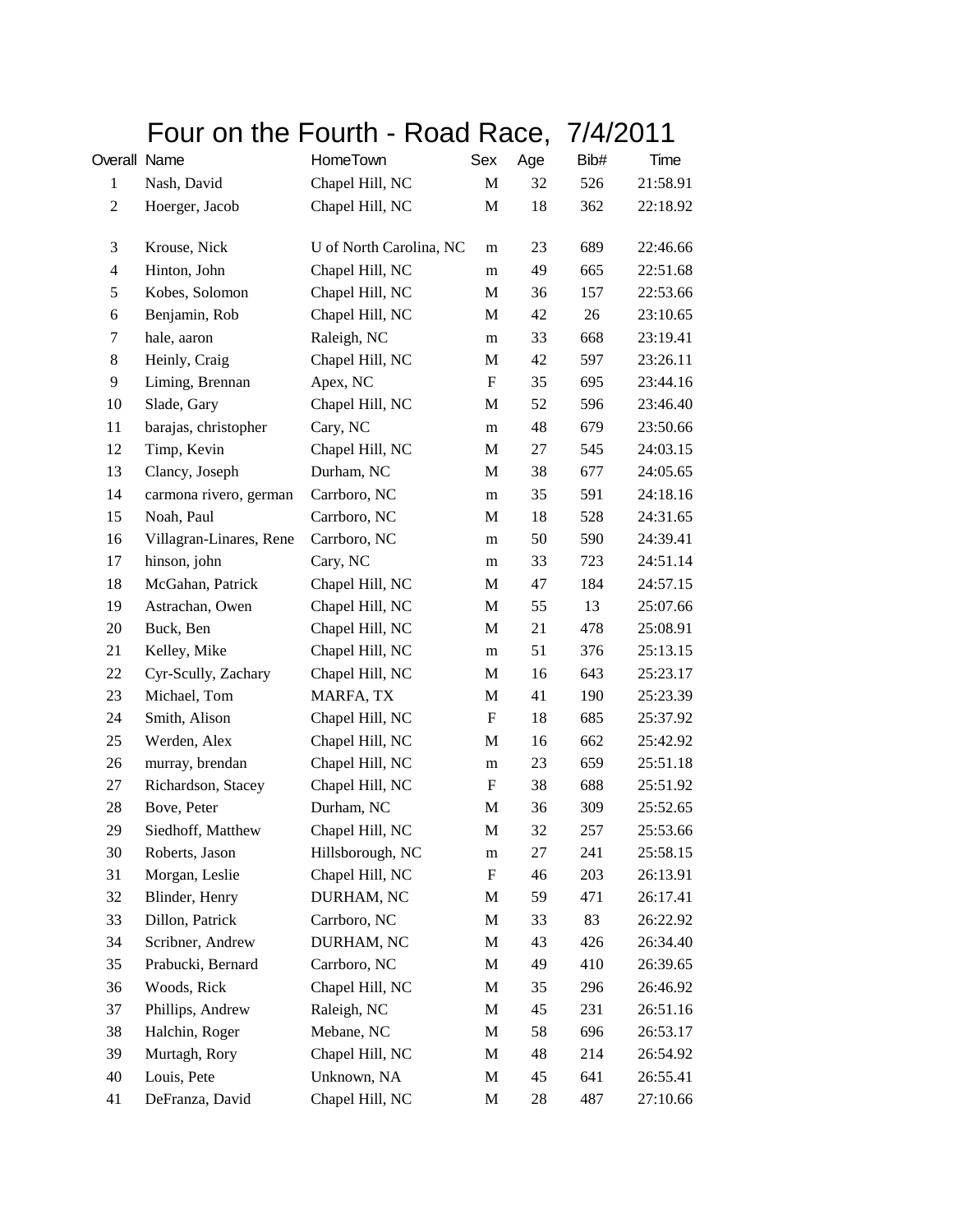# Four on the Fourth - Road Race,  7/4/2011

| Overall | Name | HomeTown | Sex | Age | Bib# | Time |
|---|---|---|---|---|---|---|
| 1 | Nash, David | Chapel Hill, NC | M | 32 | 526 | 21:58.91 |
| 2 | Hoerger, Jacob | Chapel Hill, NC | M | 18 | 362 | 22:18.92 |
| 3 | Krouse, Nick | U of North Carolina, NC | m | 23 | 689 | 22:46.66 |
| 4 | Hinton, John | Chapel Hill, NC | m | 49 | 665 | 22:51.68 |
| 5 | Kobes, Solomon | Chapel Hill, NC | M | 36 | 157 | 22:53.66 |
| 6 | Benjamin, Rob | Chapel Hill, NC | M | 42 | 26 | 23:10.65 |
| 7 | hale, aaron | Raleigh, NC | m | 33 | 668 | 23:19.41 |
| 8 | Heinly, Craig | Chapel Hill, NC | M | 42 | 597 | 23:26.11 |
| 9 | Liming, Brennan | Apex, NC | F | 35 | 695 | 23:44.16 |
| 10 | Slade, Gary | Chapel Hill, NC | M | 52 | 596 | 23:46.40 |
| 11 | barajas, christopher | Cary, NC | m | 48 | 679 | 23:50.66 |
| 12 | Timp, Kevin | Chapel Hill, NC | M | 27 | 545 | 24:03.15 |
| 13 | Clancy, Joseph | Durham, NC | M | 38 | 677 | 24:05.65 |
| 14 | carmona rivero, german | Carrboro, NC | m | 35 | 591 | 24:18.16 |
| 15 | Noah, Paul | Carrboro, NC | M | 18 | 528 | 24:31.65 |
| 16 | Villagran-Linares, Rene | Carrboro, NC | m | 50 | 590 | 24:39.41 |
| 17 | hinson, john | Cary, NC | m | 33 | 723 | 24:51.14 |
| 18 | McGahan, Patrick | Chapel Hill, NC | M | 47 | 184 | 24:57.15 |
| 19 | Astrachan, Owen | Chapel Hill, NC | M | 55 | 13 | 25:07.66 |
| 20 | Buck, Ben | Chapel Hill, NC | M | 21 | 478 | 25:08.91 |
| 21 | Kelley, Mike | Chapel Hill, NC | m | 51 | 376 | 25:13.15 |
| 22 | Cyr-Scully, Zachary | Chapel Hill, NC | M | 16 | 643 | 25:23.17 |
| 23 | Michael, Tom | MARFA, TX | M | 41 | 190 | 25:23.39 |
| 24 | Smith, Alison | Chapel Hill, NC | F | 18 | 685 | 25:37.92 |
| 25 | Werden, Alex | Chapel Hill, NC | M | 16 | 662 | 25:42.92 |
| 26 | murray, brendan | Chapel Hill, NC | m | 23 | 659 | 25:51.18 |
| 27 | Richardson, Stacey | Chapel Hill, NC | F | 38 | 688 | 25:51.92 |
| 28 | Bove, Peter | Durham, NC | M | 36 | 309 | 25:52.65 |
| 29 | Siedhoff, Matthew | Chapel Hill, NC | M | 32 | 257 | 25:53.66 |
| 30 | Roberts, Jason | Hillsborough, NC | m | 27 | 241 | 25:58.15 |
| 31 | Morgan, Leslie | Chapel Hill, NC | F | 46 | 203 | 26:13.91 |
| 32 | Blinder, Henry | DURHAM, NC | M | 59 | 471 | 26:17.41 |
| 33 | Dillon, Patrick | Carrboro, NC | M | 33 | 83 | 26:22.92 |
| 34 | Scribner, Andrew | DURHAM, NC | M | 43 | 426 | 26:34.40 |
| 35 | Prabucki, Bernard | Carrboro, NC | M | 49 | 410 | 26:39.65 |
| 36 | Woods, Rick | Chapel Hill, NC | M | 35 | 296 | 26:46.92 |
| 37 | Phillips, Andrew | Raleigh, NC | M | 45 | 231 | 26:51.16 |
| 38 | Halchin, Roger | Mebane, NC | M | 58 | 696 | 26:53.17 |
| 39 | Murtagh, Rory | Chapel Hill, NC | M | 48 | 214 | 26:54.92 |
| 40 | Louis, Pete | Unknown, NA | M | 45 | 641 | 26:55.41 |
| 41 | DeFranza, David | Chapel Hill, NC | M | 28 | 487 | 27:10.66 |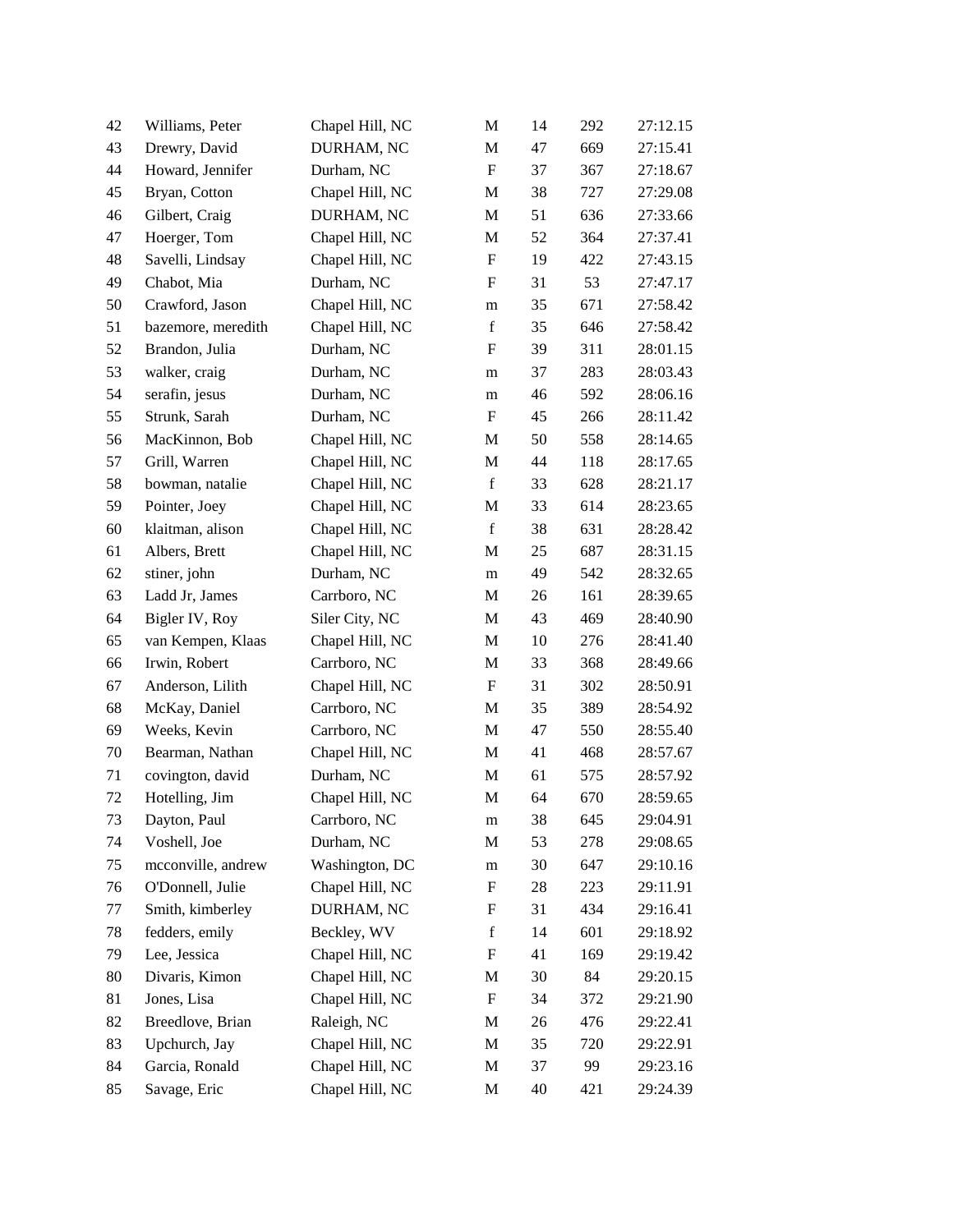| | | | | | | |
|---|---|---|---|---|---|---|
| 42 | Williams, Peter | Chapel Hill, NC | M | 14 | 292 | 27:12.15 |
| 43 | Drewry, David | DURHAM, NC | M | 47 | 669 | 27:15.41 |
| 44 | Howard, Jennifer | Durham, NC | F | 37 | 367 | 27:18.67 |
| 45 | Bryan, Cotton | Chapel Hill, NC | M | 38 | 727 | 27:29.08 |
| 46 | Gilbert, Craig | DURHAM, NC | M | 51 | 636 | 27:33.66 |
| 47 | Hoerger, Tom | Chapel Hill, NC | M | 52 | 364 | 27:37.41 |
| 48 | Savelli, Lindsay | Chapel Hill, NC | F | 19 | 422 | 27:43.15 |
| 49 | Chabot, Mia | Durham, NC | F | 31 | 53 | 27:47.17 |
| 50 | Crawford, Jason | Chapel Hill, NC | m | 35 | 671 | 27:58.42 |
| 51 | bazemore, meredith | Chapel Hill, NC | f | 35 | 646 | 27:58.42 |
| 52 | Brandon, Julia | Durham, NC | F | 39 | 311 | 28:01.15 |
| 53 | walker, craig | Durham, NC | m | 37 | 283 | 28:03.43 |
| 54 | serafin, jesus | Durham, NC | m | 46 | 592 | 28:06.16 |
| 55 | Strunk, Sarah | Durham, NC | F | 45 | 266 | 28:11.42 |
| 56 | MacKinnon, Bob | Chapel Hill, NC | M | 50 | 558 | 28:14.65 |
| 57 | Grill, Warren | Chapel Hill, NC | M | 44 | 118 | 28:17.65 |
| 58 | bowman, natalie | Chapel Hill, NC | f | 33 | 628 | 28:21.17 |
| 59 | Pointer, Joey | Chapel Hill, NC | M | 33 | 614 | 28:23.65 |
| 60 | klaitman, alison | Chapel Hill, NC | f | 38 | 631 | 28:28.42 |
| 61 | Albers, Brett | Chapel Hill, NC | M | 25 | 687 | 28:31.15 |
| 62 | stiner, john | Durham, NC | m | 49 | 542 | 28:32.65 |
| 63 | Ladd Jr, James | Carrboro, NC | M | 26 | 161 | 28:39.65 |
| 64 | Bigler IV, Roy | Siler City, NC | M | 43 | 469 | 28:40.90 |
| 65 | van Kempen, Klaas | Chapel Hill, NC | M | 10 | 276 | 28:41.40 |
| 66 | Irwin, Robert | Carrboro, NC | M | 33 | 368 | 28:49.66 |
| 67 | Anderson, Lilith | Chapel Hill, NC | F | 31 | 302 | 28:50.91 |
| 68 | McKay, Daniel | Carrboro, NC | M | 35 | 389 | 28:54.92 |
| 69 | Weeks, Kevin | Carrboro, NC | M | 47 | 550 | 28:55.40 |
| 70 | Bearman, Nathan | Chapel Hill, NC | M | 41 | 468 | 28:57.67 |
| 71 | covington, david | Durham, NC | M | 61 | 575 | 28:57.92 |
| 72 | Hotelling, Jim | Chapel Hill, NC | M | 64 | 670 | 28:59.65 |
| 73 | Dayton, Paul | Carrboro, NC | m | 38 | 645 | 29:04.91 |
| 74 | Voshell, Joe | Durham, NC | M | 53 | 278 | 29:08.65 |
| 75 | mcconville, andrew | Washington, DC | m | 30 | 647 | 29:10.16 |
| 76 | O'Donnell, Julie | Chapel Hill, NC | F | 28 | 223 | 29:11.91 |
| 77 | Smith, kimberley | DURHAM, NC | F | 31 | 434 | 29:16.41 |
| 78 | fedders, emily | Beckley, WV | f | 14 | 601 | 29:18.92 |
| 79 | Lee, Jessica | Chapel Hill, NC | F | 41 | 169 | 29:19.42 |
| 80 | Divaris, Kimon | Chapel Hill, NC | M | 30 | 84 | 29:20.15 |
| 81 | Jones, Lisa | Chapel Hill, NC | F | 34 | 372 | 29:21.90 |
| 82 | Breedlove, Brian | Raleigh, NC | M | 26 | 476 | 29:22.41 |
| 83 | Upchurch, Jay | Chapel Hill, NC | M | 35 | 720 | 29:22.91 |
| 84 | Garcia, Ronald | Chapel Hill, NC | M | 37 | 99 | 29:23.16 |
| 85 | Savage, Eric | Chapel Hill, NC | M | 40 | 421 | 29:24.39 |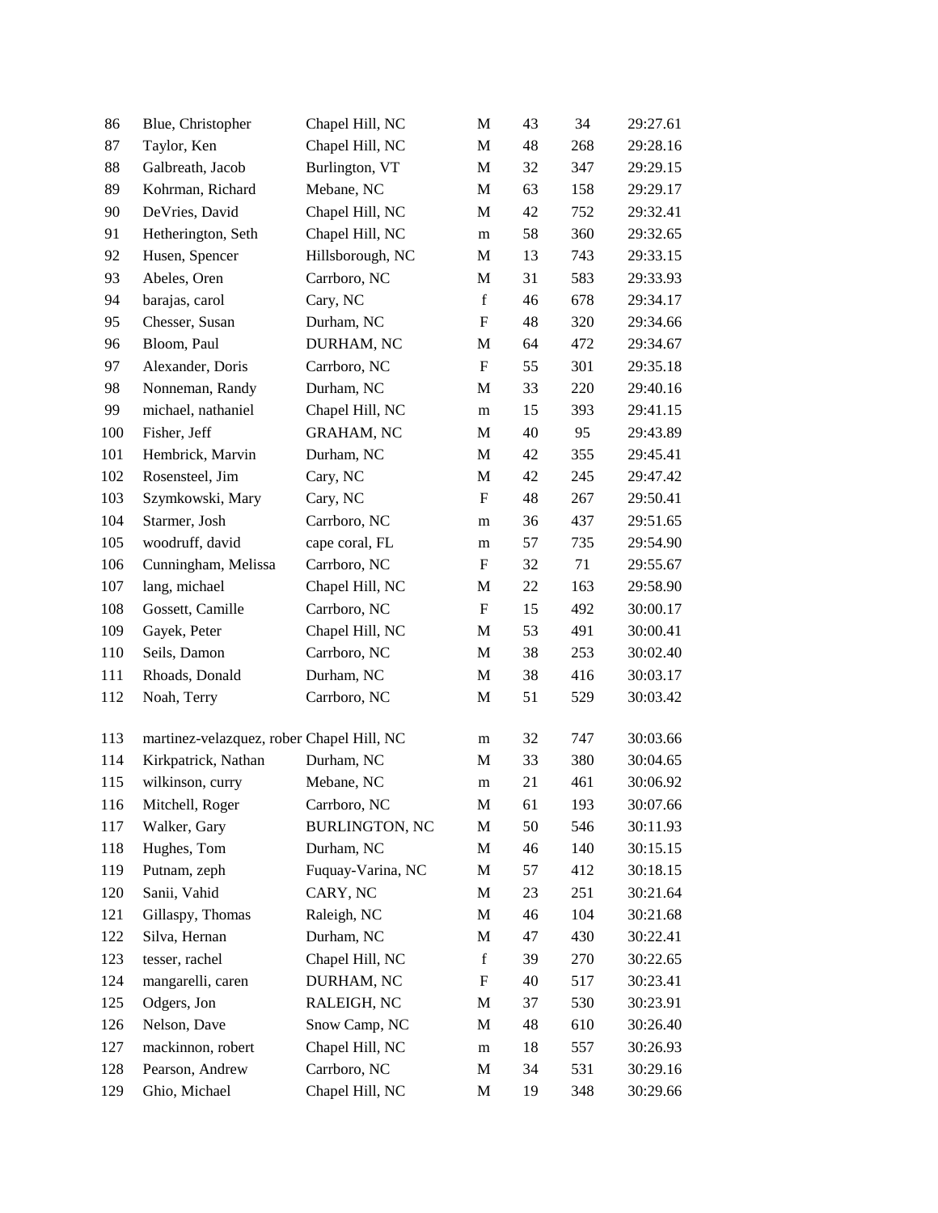| | | | | | | |
|---|---|---|---|---|---|---|
| 86 | Blue, Christopher | Chapel Hill, NC | M | 43 | 34 | 29:27.61 |
| 87 | Taylor, Ken | Chapel Hill, NC | M | 48 | 268 | 29:28.16 |
| 88 | Galbreath, Jacob | Burlington, VT | M | 32 | 347 | 29:29.15 |
| 89 | Kohrman, Richard | Mebane, NC | M | 63 | 158 | 29:29.17 |
| 90 | DeVries, David | Chapel Hill, NC | M | 42 | 752 | 29:32.41 |
| 91 | Hetherington, Seth | Chapel Hill, NC | m | 58 | 360 | 29:32.65 |
| 92 | Husen, Spencer | Hillsborough, NC | M | 13 | 743 | 29:33.15 |
| 93 | Abeles, Oren | Carrboro, NC | M | 31 | 583 | 29:33.93 |
| 94 | barajas, carol | Cary, NC | f | 46 | 678 | 29:34.17 |
| 95 | Chesser, Susan | Durham, NC | F | 48 | 320 | 29:34.66 |
| 96 | Bloom, Paul | DURHAM, NC | M | 64 | 472 | 29:34.67 |
| 97 | Alexander, Doris | Carrboro, NC | F | 55 | 301 | 29:35.18 |
| 98 | Nonneman, Randy | Durham, NC | M | 33 | 220 | 29:40.16 |
| 99 | michael, nathaniel | Chapel Hill, NC | m | 15 | 393 | 29:41.15 |
| 100 | Fisher, Jeff | GRAHAM, NC | M | 40 | 95 | 29:43.89 |
| 101 | Hembrick, Marvin | Durham, NC | M | 42 | 355 | 29:45.41 |
| 102 | Rosensteel, Jim | Cary, NC | M | 42 | 245 | 29:47.42 |
| 103 | Szymkowski, Mary | Cary, NC | F | 48 | 267 | 29:50.41 |
| 104 | Starmer, Josh | Carrboro, NC | m | 36 | 437 | 29:51.65 |
| 105 | woodruff, david | cape coral, FL | m | 57 | 735 | 29:54.90 |
| 106 | Cunningham, Melissa | Carrboro, NC | F | 32 | 71 | 29:55.67 |
| 107 | lang, michael | Chapel Hill, NC | M | 22 | 163 | 29:58.90 |
| 108 | Gossett, Camille | Carrboro, NC | F | 15 | 492 | 30:00.17 |
| 109 | Gayek, Peter | Chapel Hill, NC | M | 53 | 491 | 30:00.41 |
| 110 | Seils, Damon | Carrboro, NC | M | 38 | 253 | 30:02.40 |
| 111 | Rhoads, Donald | Durham, NC | M | 38 | 416 | 30:03.17 |
| 112 | Noah, Terry | Carrboro, NC | M | 51 | 529 | 30:03.42 |
| 113 | martinez-velazquez, rober | Chapel Hill, NC | m | 32 | 747 | 30:03.66 |
| 114 | Kirkpatrick, Nathan | Durham, NC | M | 33 | 380 | 30:04.65 |
| 115 | wilkinson, curry | Mebane, NC | m | 21 | 461 | 30:06.92 |
| 116 | Mitchell, Roger | Carrboro, NC | M | 61 | 193 | 30:07.66 |
| 117 | Walker, Gary | BURLINGTON, NC | M | 50 | 546 | 30:11.93 |
| 118 | Hughes, Tom | Durham, NC | M | 46 | 140 | 30:15.15 |
| 119 | Putnam, zeph | Fuquay-Varina, NC | M | 57 | 412 | 30:18.15 |
| 120 | Sanii, Vahid | CARY, NC | M | 23 | 251 | 30:21.64 |
| 121 | Gillaspy, Thomas | Raleigh, NC | M | 46 | 104 | 30:21.68 |
| 122 | Silva, Hernan | Durham, NC | M | 47 | 430 | 30:22.41 |
| 123 | tesser, rachel | Chapel Hill, NC | f | 39 | 270 | 30:22.65 |
| 124 | mangarelli, caren | DURHAM, NC | F | 40 | 517 | 30:23.41 |
| 125 | Odgers, Jon | RALEIGH, NC | M | 37 | 530 | 30:23.91 |
| 126 | Nelson, Dave | Snow Camp, NC | M | 48 | 610 | 30:26.40 |
| 127 | mackinnon, robert | Chapel Hill, NC | m | 18 | 557 | 30:26.93 |
| 128 | Pearson, Andrew | Carrboro, NC | M | 34 | 531 | 30:29.16 |
| 129 | Ghio, Michael | Chapel Hill, NC | M | 19 | 348 | 30:29.66 |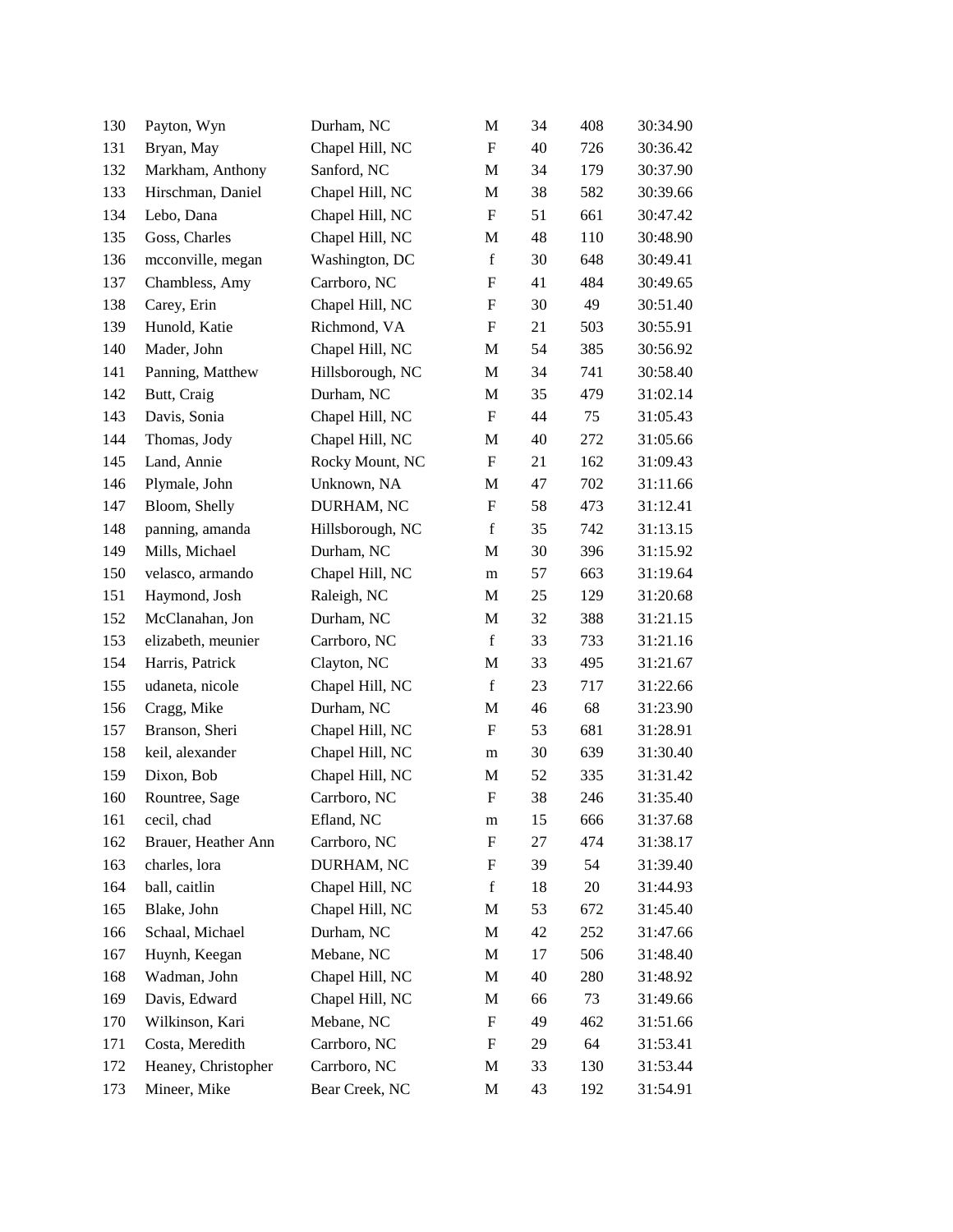| | | | | | | |
|---|---|---|---|---|---|---|
| 130 | Payton, Wyn | Durham, NC | M | 34 | 408 | 30:34.90 |
| 131 | Bryan, May | Chapel Hill, NC | F | 40 | 726 | 30:36.42 |
| 132 | Markham, Anthony | Sanford, NC | M | 34 | 179 | 30:37.90 |
| 133 | Hirschman, Daniel | Chapel Hill, NC | M | 38 | 582 | 30:39.66 |
| 134 | Lebo, Dana | Chapel Hill, NC | F | 51 | 661 | 30:47.42 |
| 135 | Goss, Charles | Chapel Hill, NC | M | 48 | 110 | 30:48.90 |
| 136 | mcconville, megan | Washington, DC | f | 30 | 648 | 30:49.41 |
| 137 | Chambless, Amy | Carrboro, NC | F | 41 | 484 | 30:49.65 |
| 138 | Carey, Erin | Chapel Hill, NC | F | 30 | 49 | 30:51.40 |
| 139 | Hunold, Katie | Richmond, VA | F | 21 | 503 | 30:55.91 |
| 140 | Mader, John | Chapel Hill, NC | M | 54 | 385 | 30:56.92 |
| 141 | Panning, Matthew | Hillsborough, NC | M | 34 | 741 | 30:58.40 |
| 142 | Butt, Craig | Durham, NC | M | 35 | 479 | 31:02.14 |
| 143 | Davis, Sonia | Chapel Hill, NC | F | 44 | 75 | 31:05.43 |
| 144 | Thomas, Jody | Chapel Hill, NC | M | 40 | 272 | 31:05.66 |
| 145 | Land, Annie | Rocky Mount, NC | F | 21 | 162 | 31:09.43 |
| 146 | Plymale, John | Unknown, NA | M | 47 | 702 | 31:11.66 |
| 147 | Bloom, Shelly | DURHAM, NC | F | 58 | 473 | 31:12.41 |
| 148 | panning, amanda | Hillsborough, NC | f | 35 | 742 | 31:13.15 |
| 149 | Mills, Michael | Durham, NC | M | 30 | 396 | 31:15.92 |
| 150 | velasco, armando | Chapel Hill, NC | m | 57 | 663 | 31:19.64 |
| 151 | Haymond, Josh | Raleigh, NC | M | 25 | 129 | 31:20.68 |
| 152 | McClanahan, Jon | Durham, NC | M | 32 | 388 | 31:21.15 |
| 153 | elizabeth, meunier | Carrboro, NC | f | 33 | 733 | 31:21.16 |
| 154 | Harris, Patrick | Clayton, NC | M | 33 | 495 | 31:21.67 |
| 155 | udaneta, nicole | Chapel Hill, NC | f | 23 | 717 | 31:22.66 |
| 156 | Cragg, Mike | Durham, NC | M | 46 | 68 | 31:23.90 |
| 157 | Branson, Sheri | Chapel Hill, NC | F | 53 | 681 | 31:28.91 |
| 158 | keil, alexander | Chapel Hill, NC | m | 30 | 639 | 31:30.40 |
| 159 | Dixon, Bob | Chapel Hill, NC | M | 52 | 335 | 31:31.42 |
| 160 | Rountree, Sage | Carrboro, NC | F | 38 | 246 | 31:35.40 |
| 161 | cecil, chad | Efland, NC | m | 15 | 666 | 31:37.68 |
| 162 | Brauer, Heather Ann | Carrboro, NC | F | 27 | 474 | 31:38.17 |
| 163 | charles, lora | DURHAM, NC | F | 39 | 54 | 31:39.40 |
| 164 | ball, caitlin | Chapel Hill, NC | f | 18 | 20 | 31:44.93 |
| 165 | Blake, John | Chapel Hill, NC | M | 53 | 672 | 31:45.40 |
| 166 | Schaal, Michael | Durham, NC | M | 42 | 252 | 31:47.66 |
| 167 | Huynh, Keegan | Mebane, NC | M | 17 | 506 | 31:48.40 |
| 168 | Wadman, John | Chapel Hill, NC | M | 40 | 280 | 31:48.92 |
| 169 | Davis, Edward | Chapel Hill, NC | M | 66 | 73 | 31:49.66 |
| 170 | Wilkinson, Kari | Mebane, NC | F | 49 | 462 | 31:51.66 |
| 171 | Costa, Meredith | Carrboro, NC | F | 29 | 64 | 31:53.41 |
| 172 | Heaney, Christopher | Carrboro, NC | M | 33 | 130 | 31:53.44 |
| 173 | Mineer, Mike | Bear Creek, NC | M | 43 | 192 | 31:54.91 |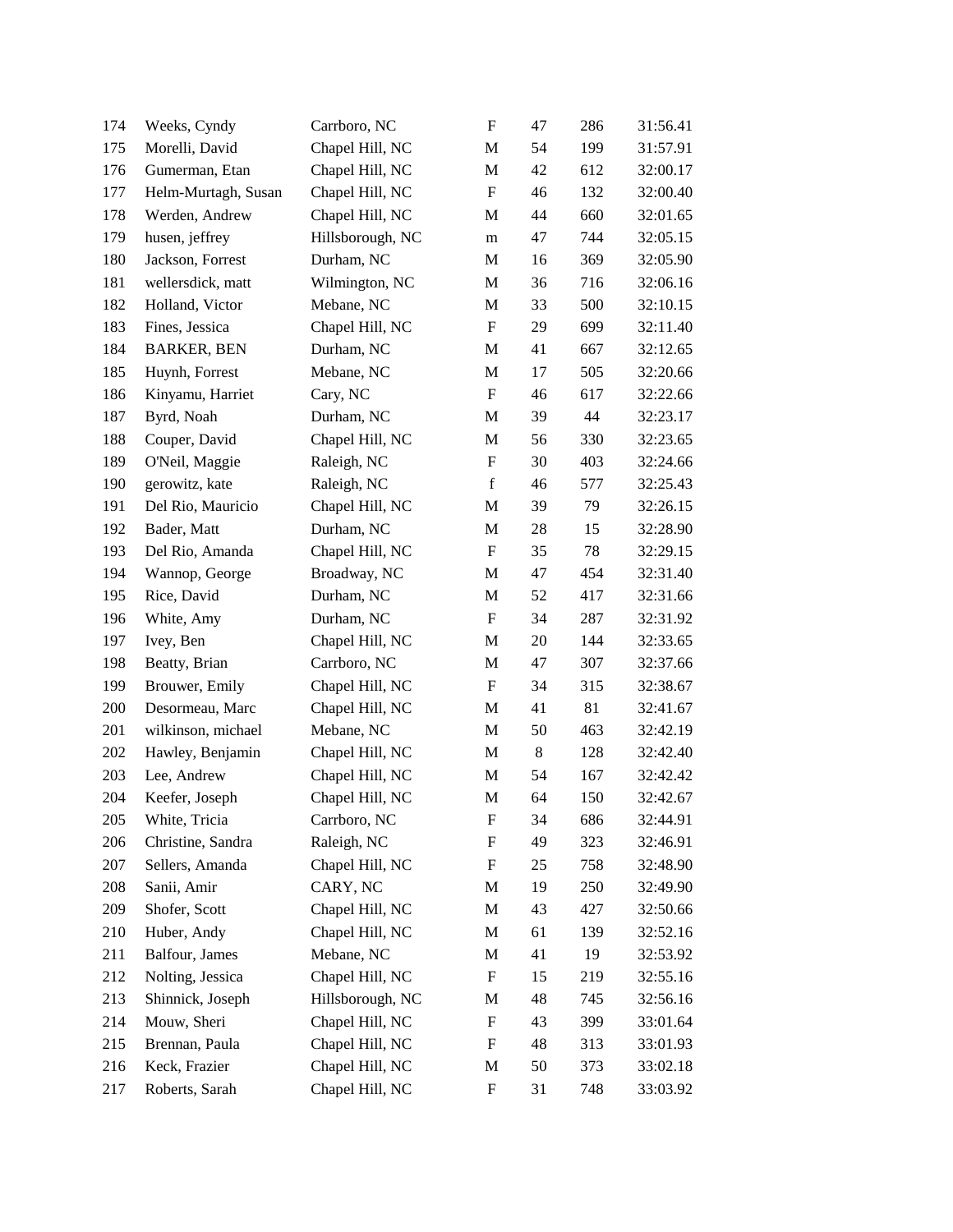| | | | | | | |
|---|---|---|---|---|---|---|
| 174 | Weeks, Cyndy | Carrboro, NC | F | 47 | 286 | 31:56.41 |
| 175 | Morelli, David | Chapel Hill, NC | M | 54 | 199 | 31:57.91 |
| 176 | Gumerman, Etan | Chapel Hill, NC | M | 42 | 612 | 32:00.17 |
| 177 | Helm-Murtagh, Susan | Chapel Hill, NC | F | 46 | 132 | 32:00.40 |
| 178 | Werden, Andrew | Chapel Hill, NC | M | 44 | 660 | 32:01.65 |
| 179 | husen, jeffrey | Hillsborough, NC | m | 47 | 744 | 32:05.15 |
| 180 | Jackson, Forrest | Durham, NC | M | 16 | 369 | 32:05.90 |
| 181 | wellersdick, matt | Wilmington, NC | M | 36 | 716 | 32:06.16 |
| 182 | Holland, Victor | Mebane, NC | M | 33 | 500 | 32:10.15 |
| 183 | Fines, Jessica | Chapel Hill, NC | F | 29 | 699 | 32:11.40 |
| 184 | BARKER, BEN | Durham, NC | M | 41 | 667 | 32:12.65 |
| 185 | Huynh, Forrest | Mebane, NC | M | 17 | 505 | 32:20.66 |
| 186 | Kinyamu, Harriet | Cary, NC | F | 46 | 617 | 32:22.66 |
| 187 | Byrd, Noah | Durham, NC | M | 39 | 44 | 32:23.17 |
| 188 | Couper, David | Chapel Hill, NC | M | 56 | 330 | 32:23.65 |
| 189 | O'Neil, Maggie | Raleigh, NC | F | 30 | 403 | 32:24.66 |
| 190 | gerowitz, kate | Raleigh, NC | f | 46 | 577 | 32:25.43 |
| 191 | Del Rio, Mauricio | Chapel Hill, NC | M | 39 | 79 | 32:26.15 |
| 192 | Bader, Matt | Durham, NC | M | 28 | 15 | 32:28.90 |
| 193 | Del Rio, Amanda | Chapel Hill, NC | F | 35 | 78 | 32:29.15 |
| 194 | Wannop, George | Broadway, NC | M | 47 | 454 | 32:31.40 |
| 195 | Rice, David | Durham, NC | M | 52 | 417 | 32:31.66 |
| 196 | White, Amy | Durham, NC | F | 34 | 287 | 32:31.92 |
| 197 | Ivey, Ben | Chapel Hill, NC | M | 20 | 144 | 32:33.65 |
| 198 | Beatty, Brian | Carrboro, NC | M | 47 | 307 | 32:37.66 |
| 199 | Brouwer, Emily | Chapel Hill, NC | F | 34 | 315 | 32:38.67 |
| 200 | Desormeau, Marc | Chapel Hill, NC | M | 41 | 81 | 32:41.67 |
| 201 | wilkinson, michael | Mebane, NC | M | 50 | 463 | 32:42.19 |
| 202 | Hawley, Benjamin | Chapel Hill, NC | M | 8 | 128 | 32:42.40 |
| 203 | Lee, Andrew | Chapel Hill, NC | M | 54 | 167 | 32:42.42 |
| 204 | Keefer, Joseph | Chapel Hill, NC | M | 64 | 150 | 32:42.67 |
| 205 | White, Tricia | Carrboro, NC | F | 34 | 686 | 32:44.91 |
| 206 | Christine, Sandra | Raleigh, NC | F | 49 | 323 | 32:46.91 |
| 207 | Sellers, Amanda | Chapel Hill, NC | F | 25 | 758 | 32:48.90 |
| 208 | Sanii, Amir | CARY, NC | M | 19 | 250 | 32:49.90 |
| 209 | Shofer, Scott | Chapel Hill, NC | M | 43 | 427 | 32:50.66 |
| 210 | Huber, Andy | Chapel Hill, NC | M | 61 | 139 | 32:52.16 |
| 211 | Balfour, James | Mebane, NC | M | 41 | 19 | 32:53.92 |
| 212 | Nolting, Jessica | Chapel Hill, NC | F | 15 | 219 | 32:55.16 |
| 213 | Shinnick, Joseph | Hillsborough, NC | M | 48 | 745 | 32:56.16 |
| 214 | Mouw, Sheri | Chapel Hill, NC | F | 43 | 399 | 33:01.64 |
| 215 | Brennan, Paula | Chapel Hill, NC | F | 48 | 313 | 33:01.93 |
| 216 | Keck, Frazier | Chapel Hill, NC | M | 50 | 373 | 33:02.18 |
| 217 | Roberts, Sarah | Chapel Hill, NC | F | 31 | 748 | 33:03.92 |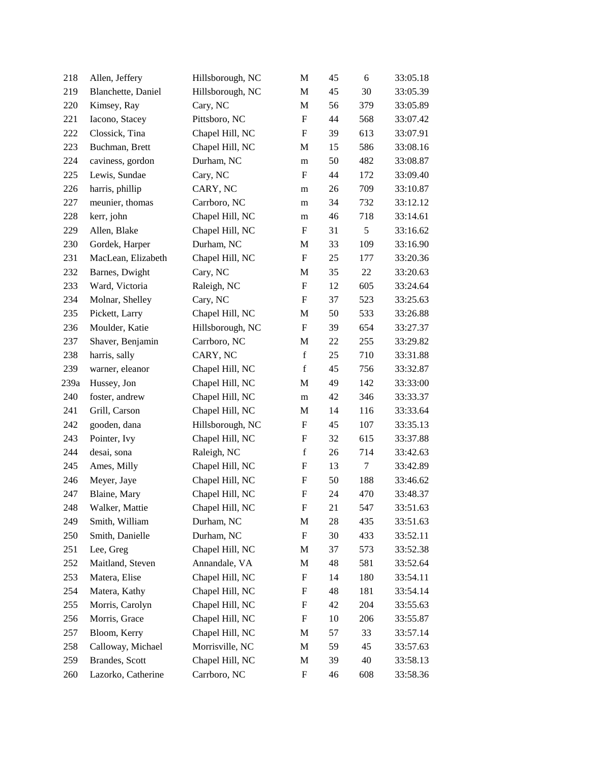| | | | | | | |
|---|---|---|---|---|---|---|
| 218 | Allen, Jeffery | Hillsborough, NC | M | 45 | 6 | 33:05.18 |
| 219 | Blanchette, Daniel | Hillsborough, NC | M | 45 | 30 | 33:05.39 |
| 220 | Kimsey, Ray | Cary, NC | M | 56 | 379 | 33:05.89 |
| 221 | Iacono, Stacey | Pittsboro, NC | F | 44 | 568 | 33:07.42 |
| 222 | Clossick, Tina | Chapel Hill, NC | F | 39 | 613 | 33:07.91 |
| 223 | Buchman, Brett | Chapel Hill, NC | M | 15 | 586 | 33:08.16 |
| 224 | caviness, gordon | Durham, NC | m | 50 | 482 | 33:08.87 |
| 225 | Lewis, Sundae | Cary, NC | F | 44 | 172 | 33:09.40 |
| 226 | harris, phillip | CARY, NC | m | 26 | 709 | 33:10.87 |
| 227 | meunier, thomas | Carrboro, NC | m | 34 | 732 | 33:12.12 |
| 228 | kerr, john | Chapel Hill, NC | m | 46 | 718 | 33:14.61 |
| 229 | Allen, Blake | Chapel Hill, NC | F | 31 | 5 | 33:16.62 |
| 230 | Gordek, Harper | Durham, NC | M | 33 | 109 | 33:16.90 |
| 231 | MacLean, Elizabeth | Chapel Hill, NC | F | 25 | 177 | 33:20.36 |
| 232 | Barnes, Dwight | Cary, NC | M | 35 | 22 | 33:20.63 |
| 233 | Ward, Victoria | Raleigh, NC | F | 12 | 605 | 33:24.64 |
| 234 | Molnar, Shelley | Cary, NC | F | 37 | 523 | 33:25.63 |
| 235 | Pickett, Larry | Chapel Hill, NC | M | 50 | 533 | 33:26.88 |
| 236 | Moulder, Katie | Hillsborough, NC | F | 39 | 654 | 33:27.37 |
| 237 | Shaver, Benjamin | Carrboro, NC | M | 22 | 255 | 33:29.82 |
| 238 | harris, sally | CARY, NC | f | 25 | 710 | 33:31.88 |
| 239 | warner, eleanor | Chapel Hill, NC | f | 45 | 756 | 33:32.87 |
| 239a | Hussey, Jon | Chapel Hill, NC | M | 49 | 142 | 33:33:00 |
| 240 | foster, andrew | Chapel Hill, NC | m | 42 | 346 | 33:33.37 |
| 241 | Grill, Carson | Chapel Hill, NC | M | 14 | 116 | 33:33.64 |
| 242 | gooden, dana | Hillsborough, NC | F | 45 | 107 | 33:35.13 |
| 243 | Pointer, Ivy | Chapel Hill, NC | F | 32 | 615 | 33:37.88 |
| 244 | desai, sona | Raleigh, NC | f | 26 | 714 | 33:42.63 |
| 245 | Ames, Milly | Chapel Hill, NC | F | 13 | 7 | 33:42.89 |
| 246 | Meyer, Jaye | Chapel Hill, NC | F | 50 | 188 | 33:46.62 |
| 247 | Blaine, Mary | Chapel Hill, NC | F | 24 | 470 | 33:48.37 |
| 248 | Walker, Mattie | Chapel Hill, NC | F | 21 | 547 | 33:51.63 |
| 249 | Smith, William | Durham, NC | M | 28 | 435 | 33:51.63 |
| 250 | Smith, Danielle | Durham, NC | F | 30 | 433 | 33:52.11 |
| 251 | Lee, Greg | Chapel Hill, NC | M | 37 | 573 | 33:52.38 |
| 252 | Maitland, Steven | Annandale, VA | M | 48 | 581 | 33:52.64 |
| 253 | Matera, Elise | Chapel Hill, NC | F | 14 | 180 | 33:54.11 |
| 254 | Matera, Kathy | Chapel Hill, NC | F | 48 | 181 | 33:54.14 |
| 255 | Morris, Carolyn | Chapel Hill, NC | F | 42 | 204 | 33:55.63 |
| 256 | Morris, Grace | Chapel Hill, NC | F | 10 | 206 | 33:55.87 |
| 257 | Bloom, Kerry | Chapel Hill, NC | M | 57 | 33 | 33:57.14 |
| 258 | Calloway, Michael | Morrisville, NC | M | 59 | 45 | 33:57.63 |
| 259 | Brandes, Scott | Chapel Hill, NC | M | 39 | 40 | 33:58.13 |
| 260 | Lazorko, Catherine | Carrboro, NC | F | 46 | 608 | 33:58.36 |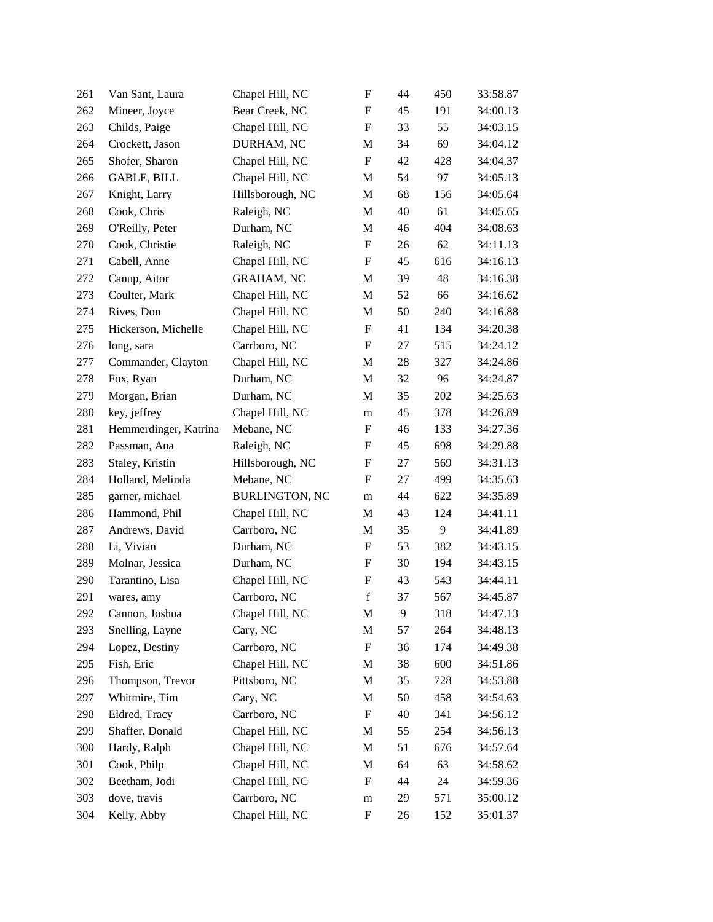| | | | | | | |
|---|---|---|---|---|---|---|
| 261 | Van Sant, Laura | Chapel Hill, NC | F | 44 | 450 | 33:58.87 |
| 262 | Mineer, Joyce | Bear Creek, NC | F | 45 | 191 | 34:00.13 |
| 263 | Childs, Paige | Chapel Hill, NC | F | 33 | 55 | 34:03.15 |
| 264 | Crockett, Jason | DURHAM, NC | M | 34 | 69 | 34:04.12 |
| 265 | Shofer, Sharon | Chapel Hill, NC | F | 42 | 428 | 34:04.37 |
| 266 | GABLE, BILL | Chapel Hill, NC | M | 54 | 97 | 34:05.13 |
| 267 | Knight, Larry | Hillsborough, NC | M | 68 | 156 | 34:05.64 |
| 268 | Cook, Chris | Raleigh, NC | M | 40 | 61 | 34:05.65 |
| 269 | O'Reilly, Peter | Durham, NC | M | 46 | 404 | 34:08.63 |
| 270 | Cook, Christie | Raleigh, NC | F | 26 | 62 | 34:11.13 |
| 271 | Cabell, Anne | Chapel Hill, NC | F | 45 | 616 | 34:16.13 |
| 272 | Canup, Aitor | GRAHAM, NC | M | 39 | 48 | 34:16.38 |
| 273 | Coulter, Mark | Chapel Hill, NC | M | 52 | 66 | 34:16.62 |
| 274 | Rives, Don | Chapel Hill, NC | M | 50 | 240 | 34:16.88 |
| 275 | Hickerson, Michelle | Chapel Hill, NC | F | 41 | 134 | 34:20.38 |
| 276 | long, sara | Carrboro, NC | F | 27 | 515 | 34:24.12 |
| 277 | Commander, Clayton | Chapel Hill, NC | M | 28 | 327 | 34:24.86 |
| 278 | Fox, Ryan | Durham, NC | M | 32 | 96 | 34:24.87 |
| 279 | Morgan, Brian | Durham, NC | M | 35 | 202 | 34:25.63 |
| 280 | key, jeffrey | Chapel Hill, NC | m | 45 | 378 | 34:26.89 |
| 281 | Hemmerdinger, Katrina | Mebane, NC | F | 46 | 133 | 34:27.36 |
| 282 | Passman, Ana | Raleigh, NC | F | 45 | 698 | 34:29.88 |
| 283 | Staley, Kristin | Hillsborough, NC | F | 27 | 569 | 34:31.13 |
| 284 | Holland, Melinda | Mebane, NC | F | 27 | 499 | 34:35.63 |
| 285 | garner, michael | BURLINGTON, NC | m | 44 | 622 | 34:35.89 |
| 286 | Hammond, Phil | Chapel Hill, NC | M | 43 | 124 | 34:41.11 |
| 287 | Andrews, David | Carrboro, NC | M | 35 | 9 | 34:41.89 |
| 288 | Li, Vivian | Durham, NC | F | 53 | 382 | 34:43.15 |
| 289 | Molnar, Jessica | Durham, NC | F | 30 | 194 | 34:43.15 |
| 290 | Tarantino, Lisa | Chapel Hill, NC | F | 43 | 543 | 34:44.11 |
| 291 | wares, amy | Carrboro, NC | f | 37 | 567 | 34:45.87 |
| 292 | Cannon, Joshua | Chapel Hill, NC | M | 9 | 318 | 34:47.13 |
| 293 | Snelling, Layne | Cary, NC | M | 57 | 264 | 34:48.13 |
| 294 | Lopez, Destiny | Carrboro, NC | F | 36 | 174 | 34:49.38 |
| 295 | Fish, Eric | Chapel Hill, NC | M | 38 | 600 | 34:51.86 |
| 296 | Thompson, Trevor | Pittsboro, NC | M | 35 | 728 | 34:53.88 |
| 297 | Whitmire, Tim | Cary, NC | M | 50 | 458 | 34:54.63 |
| 298 | Eldred, Tracy | Carrboro, NC | F | 40 | 341 | 34:56.12 |
| 299 | Shaffer, Donald | Chapel Hill, NC | M | 55 | 254 | 34:56.13 |
| 300 | Hardy, Ralph | Chapel Hill, NC | M | 51 | 676 | 34:57.64 |
| 301 | Cook, Philp | Chapel Hill, NC | M | 64 | 63 | 34:58.62 |
| 302 | Beetham, Jodi | Chapel Hill, NC | F | 44 | 24 | 34:59.36 |
| 303 | dove, travis | Carrboro, NC | m | 29 | 571 | 35:00.12 |
| 304 | Kelly, Abby | Chapel Hill, NC | F | 26 | 152 | 35:01.37 |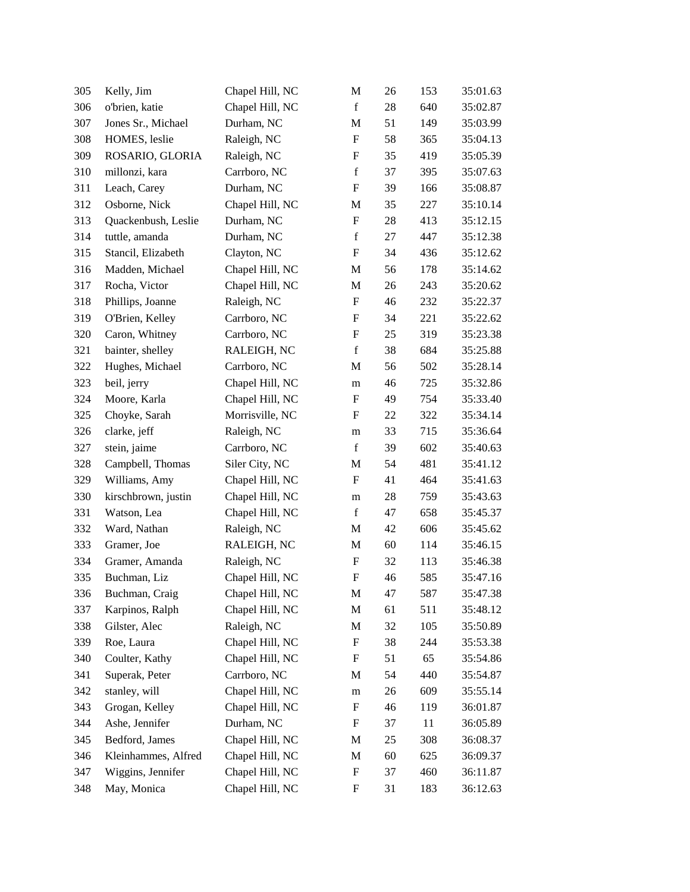| | | | | | | |
|---|---|---|---|---|---|---|
| 305 | Kelly, Jim | Chapel Hill, NC | M | 26 | 153 | 35:01.63 |
| 306 | o'brien, katie | Chapel Hill, NC | f | 28 | 640 | 35:02.87 |
| 307 | Jones Sr., Michael | Durham, NC | M | 51 | 149 | 35:03.99 |
| 308 | HOMES, leslie | Raleigh, NC | F | 58 | 365 | 35:04.13 |
| 309 | ROSARIO, GLORIA | Raleigh, NC | F | 35 | 419 | 35:05.39 |
| 310 | millonzi, kara | Carrboro, NC | f | 37 | 395 | 35:07.63 |
| 311 | Leach, Carey | Durham, NC | F | 39 | 166 | 35:08.87 |
| 312 | Osborne, Nick | Chapel Hill, NC | M | 35 | 227 | 35:10.14 |
| 313 | Quackenbush, Leslie | Durham, NC | F | 28 | 413 | 35:12.15 |
| 314 | tuttle, amanda | Durham, NC | f | 27 | 447 | 35:12.38 |
| 315 | Stancil, Elizabeth | Clayton, NC | F | 34 | 436 | 35:12.62 |
| 316 | Madden, Michael | Chapel Hill, NC | M | 56 | 178 | 35:14.62 |
| 317 | Rocha, Victor | Chapel Hill, NC | M | 26 | 243 | 35:20.62 |
| 318 | Phillips, Joanne | Raleigh, NC | F | 46 | 232 | 35:22.37 |
| 319 | O'Brien, Kelley | Carrboro, NC | F | 34 | 221 | 35:22.62 |
| 320 | Caron, Whitney | Carrboro, NC | F | 25 | 319 | 35:23.38 |
| 321 | bainter, shelley | RALEIGH, NC | f | 38 | 684 | 35:25.88 |
| 322 | Hughes, Michael | Carrboro, NC | M | 56 | 502 | 35:28.14 |
| 323 | beil, jerry | Chapel Hill, NC | m | 46 | 725 | 35:32.86 |
| 324 | Moore, Karla | Chapel Hill, NC | F | 49 | 754 | 35:33.40 |
| 325 | Choyke, Sarah | Morrisville, NC | F | 22 | 322 | 35:34.14 |
| 326 | clarke, jeff | Raleigh, NC | m | 33 | 715 | 35:36.64 |
| 327 | stein, jaime | Carrboro, NC | f | 39 | 602 | 35:40.63 |
| 328 | Campbell, Thomas | Siler City, NC | M | 54 | 481 | 35:41.12 |
| 329 | Williams, Amy | Chapel Hill, NC | F | 41 | 464 | 35:41.63 |
| 330 | kirschbrown, justin | Chapel Hill, NC | m | 28 | 759 | 35:43.63 |
| 331 | Watson, Lea | Chapel Hill, NC | f | 47 | 658 | 35:45.37 |
| 332 | Ward, Nathan | Raleigh, NC | M | 42 | 606 | 35:45.62 |
| 333 | Gramer, Joe | RALEIGH, NC | M | 60 | 114 | 35:46.15 |
| 334 | Gramer, Amanda | Raleigh, NC | F | 32 | 113 | 35:46.38 |
| 335 | Buchman, Liz | Chapel Hill, NC | F | 46 | 585 | 35:47.16 |
| 336 | Buchman, Craig | Chapel Hill, NC | M | 47 | 587 | 35:47.38 |
| 337 | Karpinos, Ralph | Chapel Hill, NC | M | 61 | 511 | 35:48.12 |
| 338 | Gilster, Alec | Raleigh, NC | M | 32 | 105 | 35:50.89 |
| 339 | Roe, Laura | Chapel Hill, NC | F | 38 | 244 | 35:53.38 |
| 340 | Coulter, Kathy | Chapel Hill, NC | F | 51 | 65 | 35:54.86 |
| 341 | Superak, Peter | Carrboro, NC | M | 54 | 440 | 35:54.87 |
| 342 | stanley, will | Chapel Hill, NC | m | 26 | 609 | 35:55.14 |
| 343 | Grogan, Kelley | Chapel Hill, NC | F | 46 | 119 | 36:01.87 |
| 344 | Ashe, Jennifer | Durham, NC | F | 37 | 11 | 36:05.89 |
| 345 | Bedford, James | Chapel Hill, NC | M | 25 | 308 | 36:08.37 |
| 346 | Kleinhammes, Alfred | Chapel Hill, NC | M | 60 | 625 | 36:09.37 |
| 347 | Wiggins, Jennifer | Chapel Hill, NC | F | 37 | 460 | 36:11.87 |
| 348 | May, Monica | Chapel Hill, NC | F | 31 | 183 | 36:12.63 |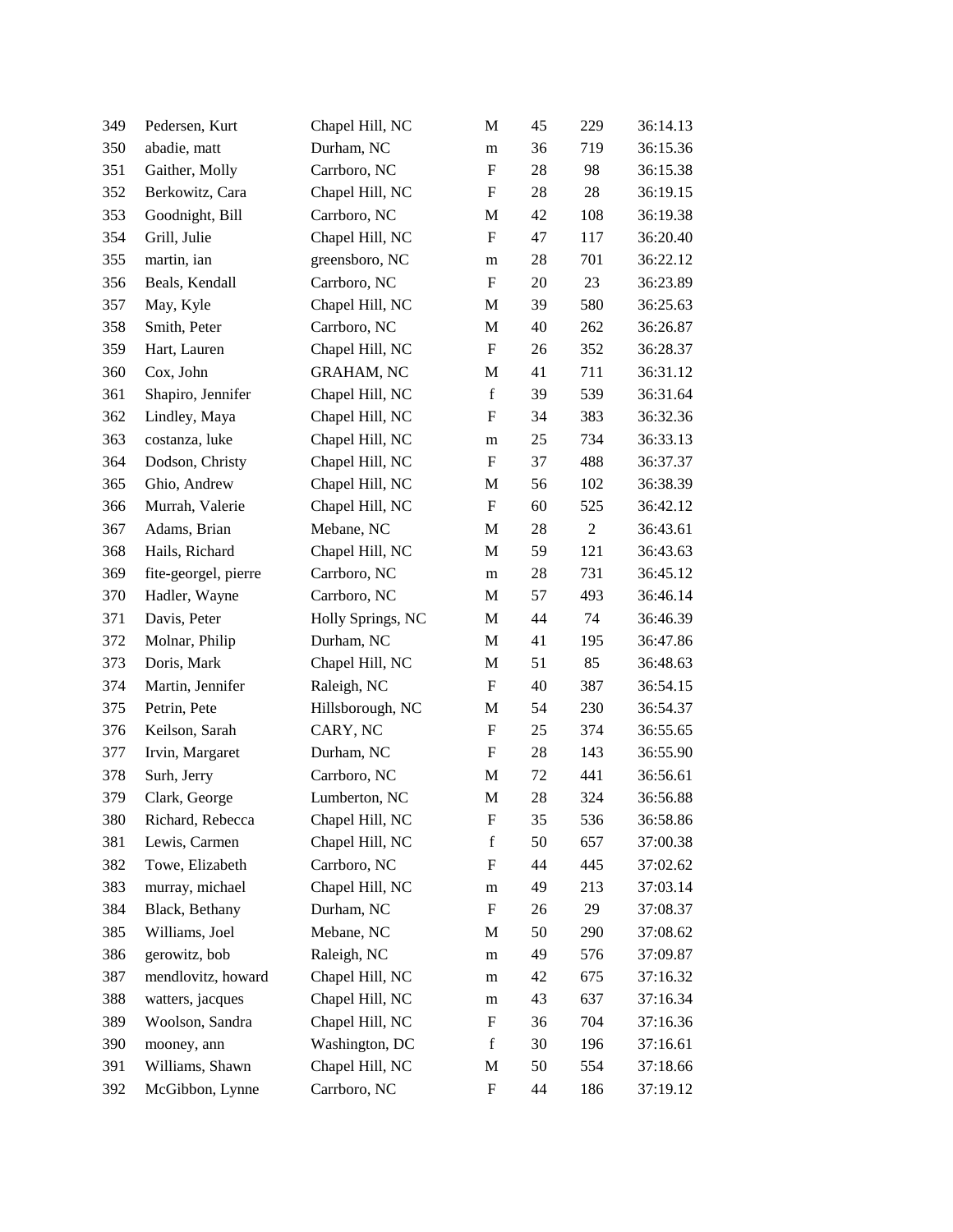| | | | | | | |
|---|---|---|---|---|---|---|
| 349 | Pedersen, Kurt | Chapel Hill, NC | M | 45 | 229 | 36:14.13 |
| 350 | abadie, matt | Durham, NC | m | 36 | 719 | 36:15.36 |
| 351 | Gaither, Molly | Carrboro, NC | F | 28 | 98 | 36:15.38 |
| 352 | Berkowitz, Cara | Chapel Hill, NC | F | 28 | 28 | 36:19.15 |
| 353 | Goodnight, Bill | Carrboro, NC | M | 42 | 108 | 36:19.38 |
| 354 | Grill, Julie | Chapel Hill, NC | F | 47 | 117 | 36:20.40 |
| 355 | martin, ian | greensboro, NC | m | 28 | 701 | 36:22.12 |
| 356 | Beals, Kendall | Carrboro, NC | F | 20 | 23 | 36:23.89 |
| 357 | May, Kyle | Chapel Hill, NC | M | 39 | 580 | 36:25.63 |
| 358 | Smith, Peter | Carrboro, NC | M | 40 | 262 | 36:26.87 |
| 359 | Hart, Lauren | Chapel Hill, NC | F | 26 | 352 | 36:28.37 |
| 360 | Cox, John | GRAHAM, NC | M | 41 | 711 | 36:31.12 |
| 361 | Shapiro, Jennifer | Chapel Hill, NC | f | 39 | 539 | 36:31.64 |
| 362 | Lindley, Maya | Chapel Hill, NC | F | 34 | 383 | 36:32.36 |
| 363 | costanza, luke | Chapel Hill, NC | m | 25 | 734 | 36:33.13 |
| 364 | Dodson, Christy | Chapel Hill, NC | F | 37 | 488 | 36:37.37 |
| 365 | Ghio, Andrew | Chapel Hill, NC | M | 56 | 102 | 36:38.39 |
| 366 | Murrah, Valerie | Chapel Hill, NC | F | 60 | 525 | 36:42.12 |
| 367 | Adams, Brian | Mebane, NC | M | 28 | 2 | 36:43.61 |
| 368 | Hails, Richard | Chapel Hill, NC | M | 59 | 121 | 36:43.63 |
| 369 | fite-georgel, pierre | Carrboro, NC | m | 28 | 731 | 36:45.12 |
| 370 | Hadler, Wayne | Carrboro, NC | M | 57 | 493 | 36:46.14 |
| 371 | Davis, Peter | Holly Springs, NC | M | 44 | 74 | 36:46.39 |
| 372 | Molnar, Philip | Durham, NC | M | 41 | 195 | 36:47.86 |
| 373 | Doris, Mark | Chapel Hill, NC | M | 51 | 85 | 36:48.63 |
| 374 | Martin, Jennifer | Raleigh, NC | F | 40 | 387 | 36:54.15 |
| 375 | Petrin, Pete | Hillsborough, NC | M | 54 | 230 | 36:54.37 |
| 376 | Keilson, Sarah | CARY, NC | F | 25 | 374 | 36:55.65 |
| 377 | Irvin, Margaret | Durham, NC | F | 28 | 143 | 36:55.90 |
| 378 | Surh, Jerry | Carrboro, NC | M | 72 | 441 | 36:56.61 |
| 379 | Clark, George | Lumberton, NC | M | 28 | 324 | 36:56.88 |
| 380 | Richard, Rebecca | Chapel Hill, NC | F | 35 | 536 | 36:58.86 |
| 381 | Lewis, Carmen | Chapel Hill, NC | f | 50 | 657 | 37:00.38 |
| 382 | Towe, Elizabeth | Carrboro, NC | F | 44 | 445 | 37:02.62 |
| 383 | murray, michael | Chapel Hill, NC | m | 49 | 213 | 37:03.14 |
| 384 | Black, Bethany | Durham, NC | F | 26 | 29 | 37:08.37 |
| 385 | Williams, Joel | Mebane, NC | M | 50 | 290 | 37:08.62 |
| 386 | gerowitz, bob | Raleigh, NC | m | 49 | 576 | 37:09.87 |
| 387 | mendlovitz, howard | Chapel Hill, NC | m | 42 | 675 | 37:16.32 |
| 388 | watters, jacques | Chapel Hill, NC | m | 43 | 637 | 37:16.34 |
| 389 | Woolson, Sandra | Chapel Hill, NC | F | 36 | 704 | 37:16.36 |
| 390 | mooney, ann | Washington, DC | f | 30 | 196 | 37:16.61 |
| 391 | Williams, Shawn | Chapel Hill, NC | M | 50 | 554 | 37:18.66 |
| 392 | McGibbon, Lynne | Carrboro, NC | F | 44 | 186 | 37:19.12 |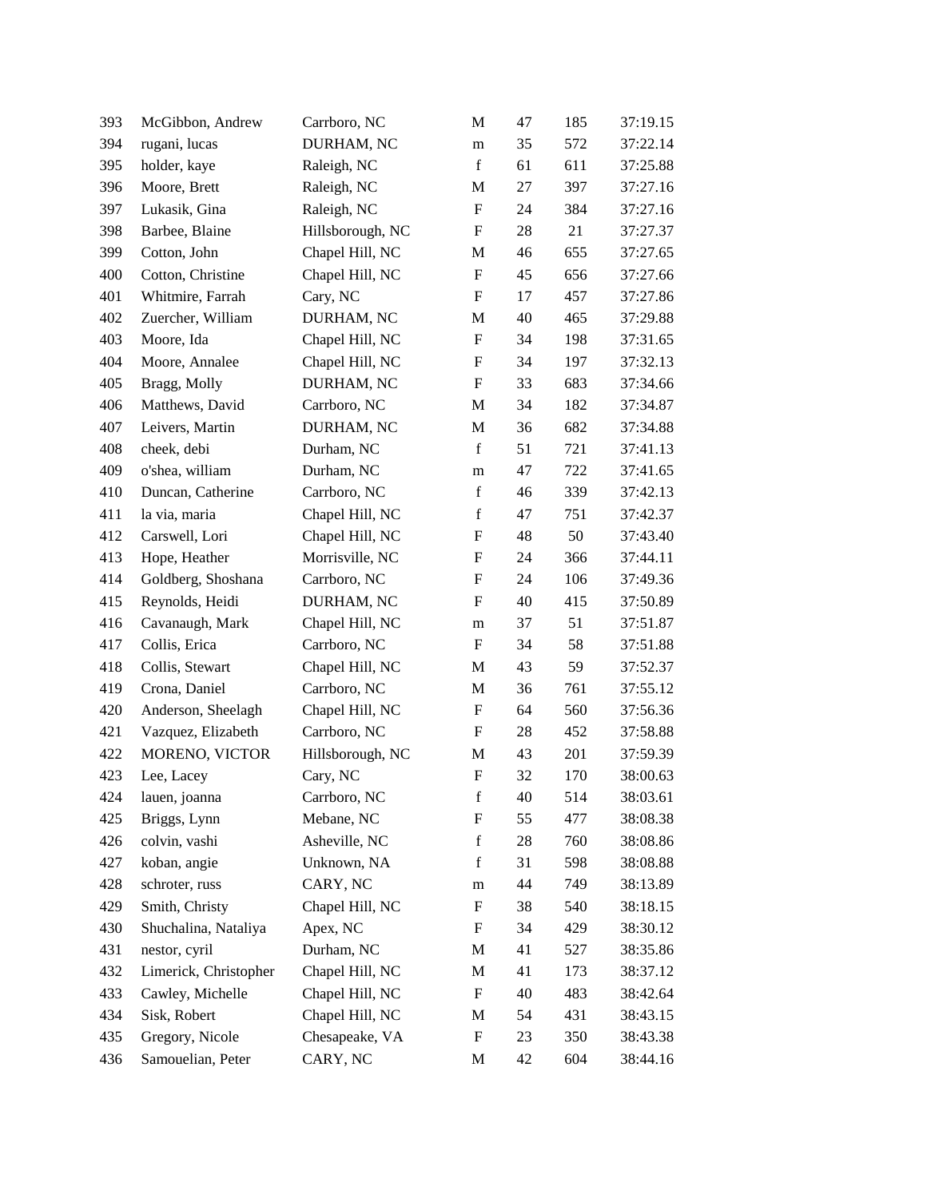| | | | | | | |
|---|---|---|---|---|---|---|
| 393 | McGibbon, Andrew | Carrboro, NC | M | 47 | 185 | 37:19.15 |
| 394 | rugani, lucas | DURHAM, NC | m | 35 | 572 | 37:22.14 |
| 395 | holder, kaye | Raleigh, NC | f | 61 | 611 | 37:25.88 |
| 396 | Moore, Brett | Raleigh, NC | M | 27 | 397 | 37:27.16 |
| 397 | Lukasik, Gina | Raleigh, NC | F | 24 | 384 | 37:27.16 |
| 398 | Barbee, Blaine | Hillsborough, NC | F | 28 | 21 | 37:27.37 |
| 399 | Cotton, John | Chapel Hill, NC | M | 46 | 655 | 37:27.65 |
| 400 | Cotton, Christine | Chapel Hill, NC | F | 45 | 656 | 37:27.66 |
| 401 | Whitmire, Farrah | Cary, NC | F | 17 | 457 | 37:27.86 |
| 402 | Zuercher, William | DURHAM, NC | M | 40 | 465 | 37:29.88 |
| 403 | Moore, Ida | Chapel Hill, NC | F | 34 | 198 | 37:31.65 |
| 404 | Moore, Annalee | Chapel Hill, NC | F | 34 | 197 | 37:32.13 |
| 405 | Bragg, Molly | DURHAM, NC | F | 33 | 683 | 37:34.66 |
| 406 | Matthews, David | Carrboro, NC | M | 34 | 182 | 37:34.87 |
| 407 | Leivers, Martin | DURHAM, NC | M | 36 | 682 | 37:34.88 |
| 408 | cheek, debi | Durham, NC | f | 51 | 721 | 37:41.13 |
| 409 | o'shea, william | Durham, NC | m | 47 | 722 | 37:41.65 |
| 410 | Duncan, Catherine | Carrboro, NC | f | 46 | 339 | 37:42.13 |
| 411 | la via, maria | Chapel Hill, NC | f | 47 | 751 | 37:42.37 |
| 412 | Carswell, Lori | Chapel Hill, NC | F | 48 | 50 | 37:43.40 |
| 413 | Hope, Heather | Morrisville, NC | F | 24 | 366 | 37:44.11 |
| 414 | Goldberg, Shoshana | Carrboro, NC | F | 24 | 106 | 37:49.36 |
| 415 | Reynolds, Heidi | DURHAM, NC | F | 40 | 415 | 37:50.89 |
| 416 | Cavanaugh, Mark | Chapel Hill, NC | m | 37 | 51 | 37:51.87 |
| 417 | Collis, Erica | Carrboro, NC | F | 34 | 58 | 37:51.88 |
| 418 | Collis, Stewart | Chapel Hill, NC | M | 43 | 59 | 37:52.37 |
| 419 | Crona, Daniel | Carrboro, NC | M | 36 | 761 | 37:55.12 |
| 420 | Anderson, Sheelagh | Chapel Hill, NC | F | 64 | 560 | 37:56.36 |
| 421 | Vazquez, Elizabeth | Carrboro, NC | F | 28 | 452 | 37:58.88 |
| 422 | MORENO, VICTOR | Hillsborough, NC | M | 43 | 201 | 37:59.39 |
| 423 | Lee, Lacey | Cary, NC | F | 32 | 170 | 38:00.63 |
| 424 | lauen, joanna | Carrboro, NC | f | 40 | 514 | 38:03.61 |
| 425 | Briggs, Lynn | Mebane, NC | F | 55 | 477 | 38:08.38 |
| 426 | colvin, vashi | Asheville, NC | f | 28 | 760 | 38:08.86 |
| 427 | koban, angie | Unknown, NA | f | 31 | 598 | 38:08.88 |
| 428 | schroter, russ | CARY, NC | m | 44 | 749 | 38:13.89 |
| 429 | Smith, Christy | Chapel Hill, NC | F | 38 | 540 | 38:18.15 |
| 430 | Shuchalina, Nataliya | Apex, NC | F | 34 | 429 | 38:30.12 |
| 431 | nestor, cyril | Durham, NC | M | 41 | 527 | 38:35.86 |
| 432 | Limerick, Christopher | Chapel Hill, NC | M | 41 | 173 | 38:37.12 |
| 433 | Cawley, Michelle | Chapel Hill, NC | F | 40 | 483 | 38:42.64 |
| 434 | Sisk, Robert | Chapel Hill, NC | M | 54 | 431 | 38:43.15 |
| 435 | Gregory, Nicole | Chesapeake, VA | F | 23 | 350 | 38:43.38 |
| 436 | Samouelian, Peter | CARY, NC | M | 42 | 604 | 38:44.16 |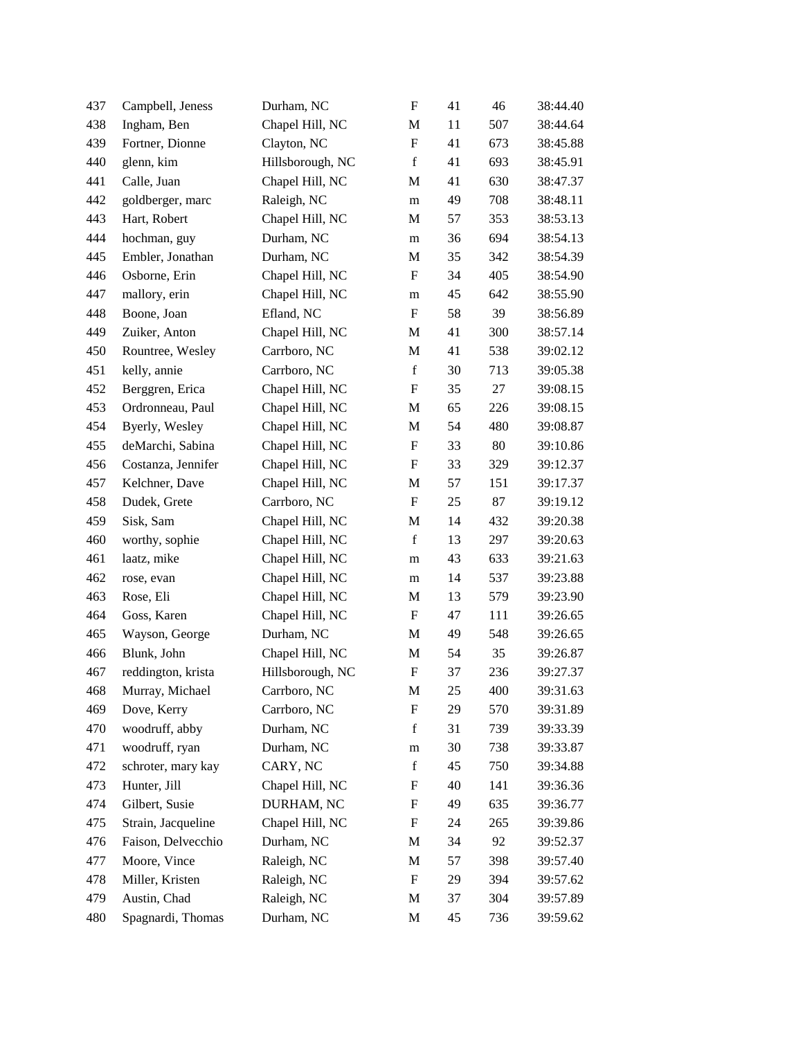| | | | | | | |
|---|---|---|---|---|---|---|
| 437 | Campbell, Jeness | Durham, NC | F | 41 | 46 | 38:44.40 |
| 438 | Ingham, Ben | Chapel Hill, NC | M | 11 | 507 | 38:44.64 |
| 439 | Fortner, Dionne | Clayton, NC | F | 41 | 673 | 38:45.88 |
| 440 | glenn, kim | Hillsborough, NC | f | 41 | 693 | 38:45.91 |
| 441 | Calle, Juan | Chapel Hill, NC | M | 41 | 630 | 38:47.37 |
| 442 | goldberger, marc | Raleigh, NC | m | 49 | 708 | 38:48.11 |
| 443 | Hart, Robert | Chapel Hill, NC | M | 57 | 353 | 38:53.13 |
| 444 | hochman, guy | Durham, NC | m | 36 | 694 | 38:54.13 |
| 445 | Embler, Jonathan | Durham, NC | M | 35 | 342 | 38:54.39 |
| 446 | Osborne, Erin | Chapel Hill, NC | F | 34 | 405 | 38:54.90 |
| 447 | mallory, erin | Chapel Hill, NC | m | 45 | 642 | 38:55.90 |
| 448 | Boone, Joan | Efland, NC | F | 58 | 39 | 38:56.89 |
| 449 | Zuiker, Anton | Chapel Hill, NC | M | 41 | 300 | 38:57.14 |
| 450 | Rountree, Wesley | Carrboro, NC | M | 41 | 538 | 39:02.12 |
| 451 | kelly, annie | Carrboro, NC | f | 30 | 713 | 39:05.38 |
| 452 | Berggren, Erica | Chapel Hill, NC | F | 35 | 27 | 39:08.15 |
| 453 | Ordronneau, Paul | Chapel Hill, NC | M | 65 | 226 | 39:08.15 |
| 454 | Byerly, Wesley | Chapel Hill, NC | M | 54 | 480 | 39:08.87 |
| 455 | deMarchi, Sabina | Chapel Hill, NC | F | 33 | 80 | 39:10.86 |
| 456 | Costanza, Jennifer | Chapel Hill, NC | F | 33 | 329 | 39:12.37 |
| 457 | Kelchner, Dave | Chapel Hill, NC | M | 57 | 151 | 39:17.37 |
| 458 | Dudek, Grete | Carrboro, NC | F | 25 | 87 | 39:19.12 |
| 459 | Sisk, Sam | Chapel Hill, NC | M | 14 | 432 | 39:20.38 |
| 460 | worthy, sophie | Chapel Hill, NC | f | 13 | 297 | 39:20.63 |
| 461 | laatz, mike | Chapel Hill, NC | m | 43 | 633 | 39:21.63 |
| 462 | rose, evan | Chapel Hill, NC | m | 14 | 537 | 39:23.88 |
| 463 | Rose, Eli | Chapel Hill, NC | M | 13 | 579 | 39:23.90 |
| 464 | Goss, Karen | Chapel Hill, NC | F | 47 | 111 | 39:26.65 |
| 465 | Wayson, George | Durham, NC | M | 49 | 548 | 39:26.65 |
| 466 | Blunk, John | Chapel Hill, NC | M | 54 | 35 | 39:26.87 |
| 467 | reddington, krista | Hillsborough, NC | F | 37 | 236 | 39:27.37 |
| 468 | Murray, Michael | Carrboro, NC | M | 25 | 400 | 39:31.63 |
| 469 | Dove, Kerry | Carrboro, NC | F | 29 | 570 | 39:31.89 |
| 470 | woodruff, abby | Durham, NC | f | 31 | 739 | 39:33.39 |
| 471 | woodruff, ryan | Durham, NC | m | 30 | 738 | 39:33.87 |
| 472 | schroter, mary kay | CARY, NC | f | 45 | 750 | 39:34.88 |
| 473 | Hunter, Jill | Chapel Hill, NC | F | 40 | 141 | 39:36.36 |
| 474 | Gilbert, Susie | DURHAM, NC | F | 49 | 635 | 39:36.77 |
| 475 | Strain, Jacqueline | Chapel Hill, NC | F | 24 | 265 | 39:39.86 |
| 476 | Faison, Delvecchio | Durham, NC | M | 34 | 92 | 39:52.37 |
| 477 | Moore, Vince | Raleigh, NC | M | 57 | 398 | 39:57.40 |
| 478 | Miller, Kristen | Raleigh, NC | F | 29 | 394 | 39:57.62 |
| 479 | Austin, Chad | Raleigh, NC | M | 37 | 304 | 39:57.89 |
| 480 | Spagnardi, Thomas | Durham, NC | M | 45 | 736 | 39:59.62 |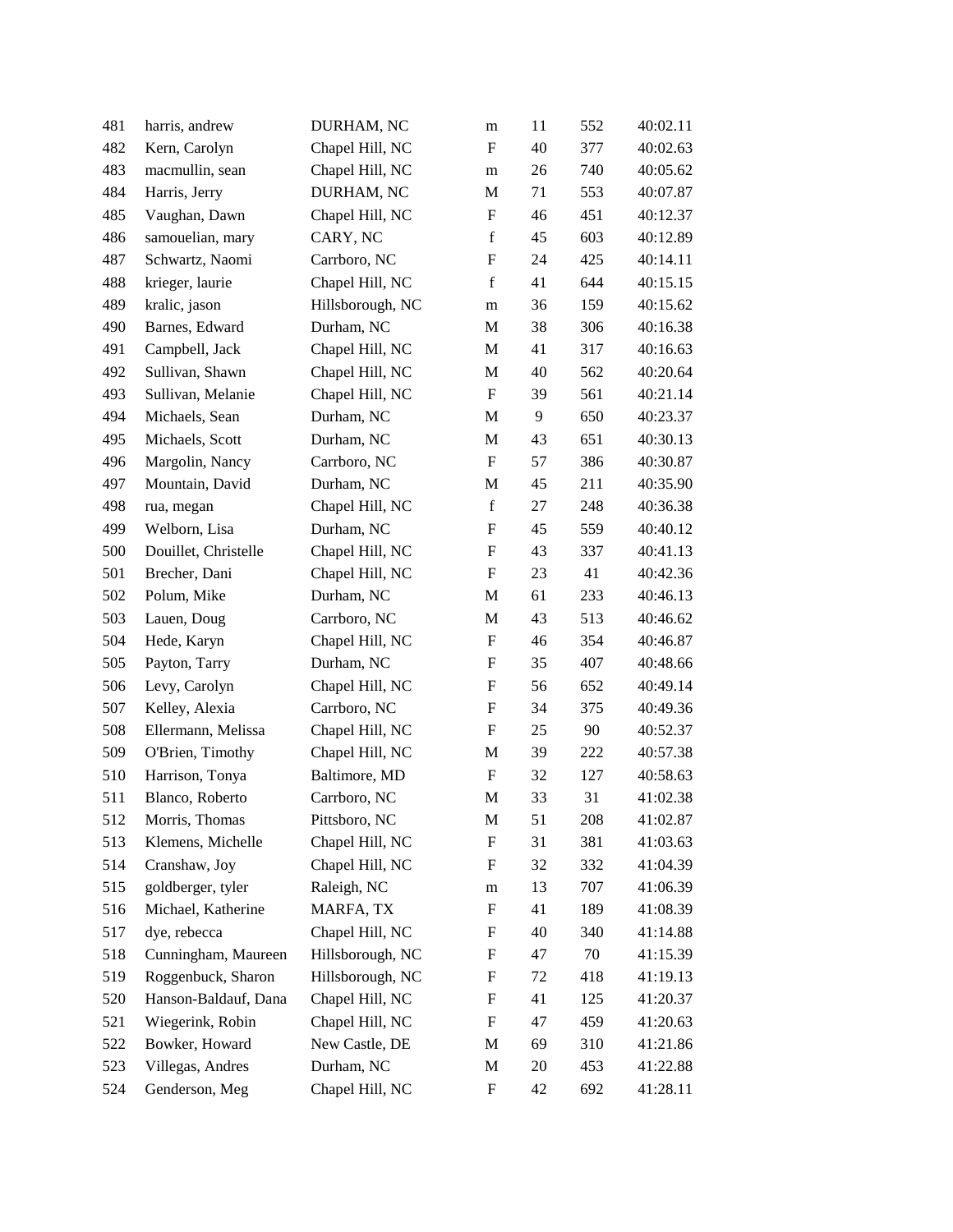| 481 | harris, andrew | DURHAM, NC | m | 11 | 552 | 40:02.11 |
|---|---|---|---|---|---|---|
| 482 | Kern, Carolyn | Chapel Hill, NC | F | 40 | 377 | 40:02.63 |
| 483 | macmullin, sean | Chapel Hill, NC | m | 26 | 740 | 40:05.62 |
| 484 | Harris, Jerry | DURHAM, NC | M | 71 | 553 | 40:07.87 |
| 485 | Vaughan, Dawn | Chapel Hill, NC | F | 46 | 451 | 40:12.37 |
| 486 | samouelian, mary | CARY, NC | f | 45 | 603 | 40:12.89 |
| 487 | Schwartz, Naomi | Carrboro, NC | F | 24 | 425 | 40:14.11 |
| 488 | krieger, laurie | Chapel Hill, NC | f | 41 | 644 | 40:15.15 |
| 489 | kralic, jason | Hillsborough, NC | m | 36 | 159 | 40:15.62 |
| 490 | Barnes, Edward | Durham, NC | M | 38 | 306 | 40:16.38 |
| 491 | Campbell, Jack | Chapel Hill, NC | M | 41 | 317 | 40:16.63 |
| 492 | Sullivan, Shawn | Chapel Hill, NC | M | 40 | 562 | 40:20.64 |
| 493 | Sullivan, Melanie | Chapel Hill, NC | F | 39 | 561 | 40:21.14 |
| 494 | Michaels, Sean | Durham, NC | M | 9 | 650 | 40:23.37 |
| 495 | Michaels, Scott | Durham, NC | M | 43 | 651 | 40:30.13 |
| 496 | Margolin, Nancy | Carrboro, NC | F | 57 | 386 | 40:30.87 |
| 497 | Mountain, David | Durham, NC | M | 45 | 211 | 40:35.90 |
| 498 | rua, megan | Chapel Hill, NC | f | 27 | 248 | 40:36.38 |
| 499 | Welborn, Lisa | Durham, NC | F | 45 | 559 | 40:40.12 |
| 500 | Douillet, Christelle | Chapel Hill, NC | F | 43 | 337 | 40:41.13 |
| 501 | Brecher, Dani | Chapel Hill, NC | F | 23 | 41 | 40:42.36 |
| 502 | Polum, Mike | Durham, NC | M | 61 | 233 | 40:46.13 |
| 503 | Lauen, Doug | Carrboro, NC | M | 43 | 513 | 40:46.62 |
| 504 | Hede, Karyn | Chapel Hill, NC | F | 46 | 354 | 40:46.87 |
| 505 | Payton, Tarry | Durham, NC | F | 35 | 407 | 40:48.66 |
| 506 | Levy, Carolyn | Chapel Hill, NC | F | 56 | 652 | 40:49.14 |
| 507 | Kelley, Alexia | Carrboro, NC | F | 34 | 375 | 40:49.36 |
| 508 | Ellermann, Melissa | Chapel Hill, NC | F | 25 | 90 | 40:52.37 |
| 509 | O'Brien, Timothy | Chapel Hill, NC | M | 39 | 222 | 40:57.38 |
| 510 | Harrison, Tonya | Baltimore, MD | F | 32 | 127 | 40:58.63 |
| 511 | Blanco, Roberto | Carrboro, NC | M | 33 | 31 | 41:02.38 |
| 512 | Morris, Thomas | Pittsboro, NC | M | 51 | 208 | 41:02.87 |
| 513 | Klemens, Michelle | Chapel Hill, NC | F | 31 | 381 | 41:03.63 |
| 514 | Cranshaw, Joy | Chapel Hill, NC | F | 32 | 332 | 41:04.39 |
| 515 | goldberger, tyler | Raleigh, NC | m | 13 | 707 | 41:06.39 |
| 516 | Michael, Katherine | MARFA, TX | F | 41 | 189 | 41:08.39 |
| 517 | dye, rebecca | Chapel Hill, NC | F | 40 | 340 | 41:14.88 |
| 518 | Cunningham, Maureen | Hillsborough, NC | F | 47 | 70 | 41:15.39 |
| 519 | Roggenbuck, Sharon | Hillsborough, NC | F | 72 | 418 | 41:19.13 |
| 520 | Hanson-Baldauf, Dana | Chapel Hill, NC | F | 41 | 125 | 41:20.37 |
| 521 | Wiegerink, Robin | Chapel Hill, NC | F | 47 | 459 | 41:20.63 |
| 522 | Bowker, Howard | New Castle, DE | M | 69 | 310 | 41:21.86 |
| 523 | Villegas, Andres | Durham, NC | M | 20 | 453 | 41:22.88 |
| 524 | Genderson, Meg | Chapel Hill, NC | F | 42 | 692 | 41:28.11 |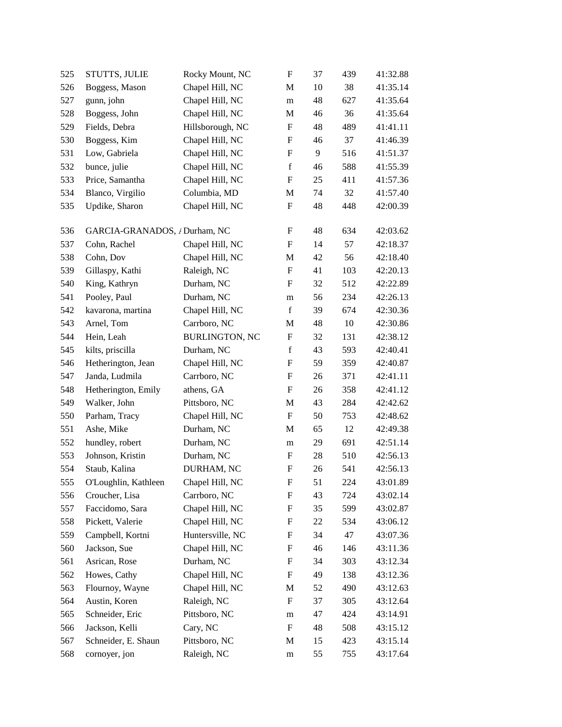| | | | | | | |
|---|---|---|---|---|---|---|
| 525 | STUTTS, JULIE | Rocky Mount, NC | F | 37 | 439 | 41:32.88 |
| 526 | Boggess, Mason | Chapel Hill, NC | M | 10 | 38 | 41:35.14 |
| 527 | gunn, john | Chapel Hill, NC | m | 48 | 627 | 41:35.64 |
| 528 | Boggess, John | Chapel Hill, NC | M | 46 | 36 | 41:35.64 |
| 529 | Fields, Debra | Hillsborough, NC | F | 48 | 489 | 41:41.11 |
| 530 | Boggess, Kim | Chapel Hill, NC | F | 46 | 37 | 41:46.39 |
| 531 | Low, Gabriela | Chapel Hill, NC | F | 9 | 516 | 41:51.37 |
| 532 | bunce, julie | Chapel Hill, NC | f | 46 | 588 | 41:55.39 |
| 533 | Price, Samantha | Chapel Hill, NC | F | 25 | 411 | 41:57.36 |
| 534 | Blanco, Virgilio | Columbia, MD | M | 74 | 32 | 41:57.40 |
| 535 | Updike, Sharon | Chapel Hill, NC | F | 48 | 448 | 42:00.39 |
| 536 | GARCIA-GRANADOS, / | Durham, NC | F | 48 | 634 | 42:03.62 |
| 537 | Cohn, Rachel | Chapel Hill, NC | F | 14 | 57 | 42:18.37 |
| 538 | Cohn, Dov | Chapel Hill, NC | M | 42 | 56 | 42:18.40 |
| 539 | Gillaspy, Kathi | Raleigh, NC | F | 41 | 103 | 42:20.13 |
| 540 | King, Kathryn | Durham, NC | F | 32 | 512 | 42:22.89 |
| 541 | Pooley, Paul | Durham, NC | m | 56 | 234 | 42:26.13 |
| 542 | kavarona, martina | Chapel Hill, NC | f | 39 | 674 | 42:30.36 |
| 543 | Arnel, Tom | Carrboro, NC | M | 48 | 10 | 42:30.86 |
| 544 | Hein, Leah | BURLINGTON, NC | F | 32 | 131 | 42:38.12 |
| 545 | kilts, priscilla | Durham, NC | f | 43 | 593 | 42:40.41 |
| 546 | Hetherington, Jean | Chapel Hill, NC | F | 59 | 359 | 42:40.87 |
| 547 | Janda, Ludmila | Carrboro, NC | F | 26 | 371 | 42:41.11 |
| 548 | Hetherington, Emily | athens, GA | F | 26 | 358 | 42:41.12 |
| 549 | Walker, John | Pittsboro, NC | M | 43 | 284 | 42:42.62 |
| 550 | Parham, Tracy | Chapel Hill, NC | F | 50 | 753 | 42:48.62 |
| 551 | Ashe, Mike | Durham, NC | M | 65 | 12 | 42:49.38 |
| 552 | hundley, robert | Durham, NC | m | 29 | 691 | 42:51.14 |
| 553 | Johnson, Kristin | Durham, NC | F | 28 | 510 | 42:56.13 |
| 554 | Staub, Kalina | DURHAM, NC | F | 26 | 541 | 42:56.13 |
| 555 | O'Loughlin, Kathleen | Chapel Hill, NC | F | 51 | 224 | 43:01.89 |
| 556 | Croucher, Lisa | Carrboro, NC | F | 43 | 724 | 43:02.14 |
| 557 | Faccidomo, Sara | Chapel Hill, NC | F | 35 | 599 | 43:02.87 |
| 558 | Pickett, Valerie | Chapel Hill, NC | F | 22 | 534 | 43:06.12 |
| 559 | Campbell, Kortni | Huntersville, NC | F | 34 | 47 | 43:07.36 |
| 560 | Jackson, Sue | Chapel Hill, NC | F | 46 | 146 | 43:11.36 |
| 561 | Asrican, Rose | Durham, NC | F | 34 | 303 | 43:12.34 |
| 562 | Howes, Cathy | Chapel Hill, NC | F | 49 | 138 | 43:12.36 |
| 563 | Flournoy, Wayne | Chapel Hill, NC | M | 52 | 490 | 43:12.63 |
| 564 | Austin, Koren | Raleigh, NC | F | 37 | 305 | 43:12.64 |
| 565 | Schneider, Eric | Pittsboro, NC | m | 47 | 424 | 43:14.91 |
| 566 | Jackson, Kelli | Cary, NC | F | 48 | 508 | 43:15.12 |
| 567 | Schneider, E. Shaun | Pittsboro, NC | M | 15 | 423 | 43:15.14 |
| 568 | cornoyer, jon | Raleigh, NC | m | 55 | 755 | 43:17.64 |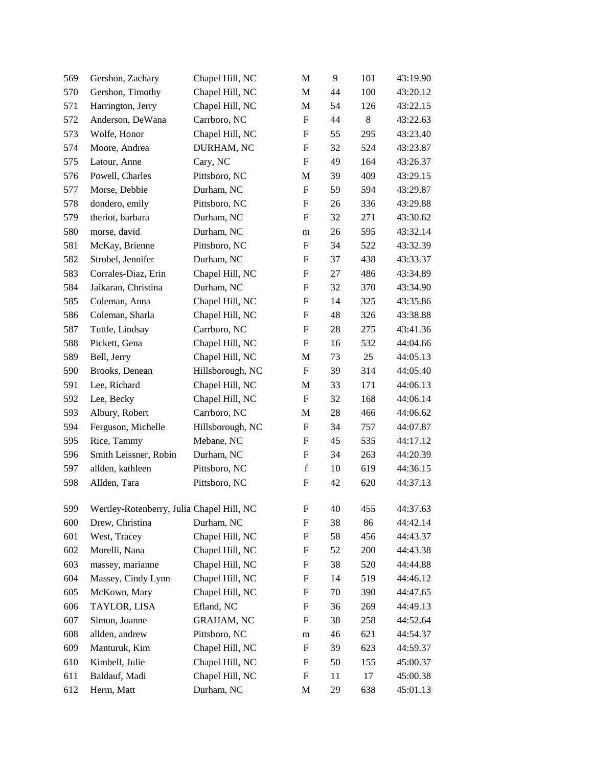| | | | | | | |
|---|---|---|---|---|---|---|
| 569 | Gershon, Zachary | Chapel Hill, NC | M | 9 | 101 | 43:19.90 |
| 570 | Gershon, Timothy | Chapel Hill, NC | M | 44 | 100 | 43:20.12 |
| 571 | Harrington, Jerry | Chapel Hill, NC | M | 54 | 126 | 43:22.15 |
| 572 | Anderson, DeWana | Carrboro, NC | F | 44 | 8 | 43:22.63 |
| 573 | Wolfe, Honor | Chapel Hill, NC | F | 55 | 295 | 43:23.40 |
| 574 | Moore, Andrea | DURHAM, NC | F | 32 | 524 | 43:23.87 |
| 575 | Latour, Anne | Cary, NC | F | 49 | 164 | 43:26.37 |
| 576 | Powell, Charles | Pittsboro, NC | M | 39 | 409 | 43:29.15 |
| 577 | Morse, Debbie | Durham, NC | F | 59 | 594 | 43:29.87 |
| 578 | dondero, emily | Pittsboro, NC | F | 26 | 336 | 43:29.88 |
| 579 | theriot, barbara | Durham, NC | F | 32 | 271 | 43:30.62 |
| 580 | morse, david | Durham, NC | m | 26 | 595 | 43:32.14 |
| 581 | McKay, Brienne | Pittsboro, NC | F | 34 | 522 | 43:32.39 |
| 582 | Strobel, Jennifer | Durham, NC | F | 37 | 438 | 43:33.37 |
| 583 | Corrales-Diaz, Erin | Chapel Hill, NC | F | 27 | 486 | 43:34.89 |
| 584 | Jaikaran, Christina | Durham, NC | F | 32 | 370 | 43:34.90 |
| 585 | Coleman, Anna | Chapel Hill, NC | F | 14 | 325 | 43:35.86 |
| 586 | Coleman, Sharla | Chapel Hill, NC | F | 48 | 326 | 43:38.88 |
| 587 | Tuttle, Lindsay | Carrboro, NC | F | 28 | 275 | 43:41.36 |
| 588 | Pickett, Gena | Chapel Hill, NC | F | 16 | 532 | 44:04.66 |
| 589 | Bell, Jerry | Chapel Hill, NC | M | 73 | 25 | 44:05.13 |
| 590 | Brooks, Denean | Hillsborough, NC | F | 39 | 314 | 44:05.40 |
| 591 | Lee, Richard | Chapel Hill, NC | M | 33 | 171 | 44:06.13 |
| 592 | Lee, Becky | Chapel Hill, NC | F | 32 | 168 | 44:06.14 |
| 593 | Albury, Robert | Carrboro, NC | M | 28 | 466 | 44:06.62 |
| 594 | Ferguson, Michelle | Hillsborough, NC | F | 34 | 757 | 44:07.87 |
| 595 | Rice, Tammy | Mebane, NC | F | 45 | 535 | 44:17.12 |
| 596 | Smith Leissner, Robin | Durham, NC | F | 34 | 263 | 44:20.39 |
| 597 | allden, kathleen | Pittsboro, NC | f | 10 | 619 | 44:36.15 |
| 598 | Allden, Tara | Pittsboro, NC | F | 42 | 620 | 44:37.13 |
| 599 | Wertley-Rotenberry, Julia | Chapel Hill, NC | F | 40 | 455 | 44:37.63 |
| 600 | Drew, Christina | Durham, NC | F | 38 | 86 | 44:42.14 |
| 601 | West, Tracey | Chapel Hill, NC | F | 58 | 456 | 44:43.37 |
| 602 | Morelli, Nana | Chapel Hill, NC | F | 52 | 200 | 44:43.38 |
| 603 | massey, marianne | Chapel Hill, NC | F | 38 | 520 | 44:44.88 |
| 604 | Massey, Cindy Lynn | Chapel Hill, NC | F | 14 | 519 | 44:46.12 |
| 605 | McKown, Mary | Chapel Hill, NC | F | 70 | 390 | 44:47.65 |
| 606 | TAYLOR, LISA | Efland, NC | F | 36 | 269 | 44:49.13 |
| 607 | Simon, Joanne | GRAHAM, NC | F | 38 | 258 | 44:52.64 |
| 608 | allden, andrew | Pittsboro, NC | m | 46 | 621 | 44:54.37 |
| 609 | Manturuk, Kim | Chapel Hill, NC | F | 39 | 623 | 44:59.37 |
| 610 | Kimbell, Julie | Chapel Hill, NC | F | 50 | 155 | 45:00.37 |
| 611 | Baldauf, Madi | Chapel Hill, NC | F | 11 | 17 | 45:00.38 |
| 612 | Herm, Matt | Durham, NC | M | 29 | 638 | 45:01.13 |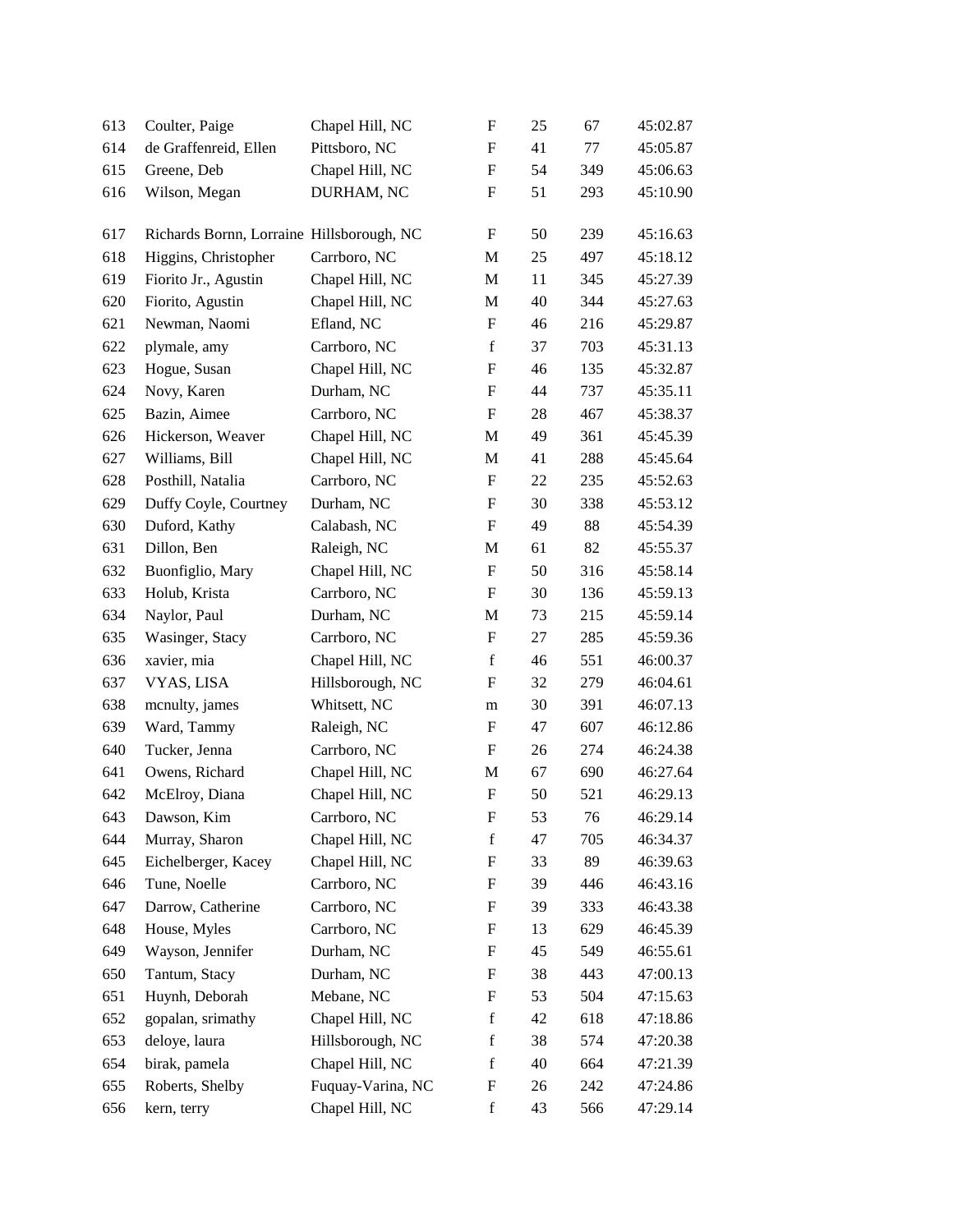| | | | | | | |
|---|---|---|---|---|---|---|
| 613 | Coulter, Paige | Chapel Hill, NC | F | 25 | 67 | 45:02.87 |
| 614 | de Graffenreid, Ellen | Pittsboro, NC | F | 41 | 77 | 45:05.87 |
| 615 | Greene, Deb | Chapel Hill, NC | F | 54 | 349 | 45:06.63 |
| 616 | Wilson, Megan | DURHAM, NC | F | 51 | 293 | 45:10.90 |
| 617 | Richards Bornn, Lorraine | Hillsborough, NC | F | 50 | 239 | 45:16.63 |
| 618 | Higgins, Christopher | Carrboro, NC | M | 25 | 497 | 45:18.12 |
| 619 | Fiorito Jr., Agustin | Chapel Hill, NC | M | 11 | 345 | 45:27.39 |
| 620 | Fiorito, Agustin | Chapel Hill, NC | M | 40 | 344 | 45:27.63 |
| 621 | Newman, Naomi | Efland, NC | F | 46 | 216 | 45:29.87 |
| 622 | plymale, amy | Carrboro, NC | f | 37 | 703 | 45:31.13 |
| 623 | Hogue, Susan | Chapel Hill, NC | F | 46 | 135 | 45:32.87 |
| 624 | Novy, Karen | Durham, NC | F | 44 | 737 | 45:35.11 |
| 625 | Bazin, Aimee | Carrboro, NC | F | 28 | 467 | 45:38.37 |
| 626 | Hickerson, Weaver | Chapel Hill, NC | M | 49 | 361 | 45:45.39 |
| 627 | Williams, Bill | Chapel Hill, NC | M | 41 | 288 | 45:45.64 |
| 628 | Posthill, Natalia | Carrboro, NC | F | 22 | 235 | 45:52.63 |
| 629 | Duffy Coyle, Courtney | Durham, NC | F | 30 | 338 | 45:53.12 |
| 630 | Duford, Kathy | Calabash, NC | F | 49 | 88 | 45:54.39 |
| 631 | Dillon, Ben | Raleigh, NC | M | 61 | 82 | 45:55.37 |
| 632 | Buonfiglio, Mary | Chapel Hill, NC | F | 50 | 316 | 45:58.14 |
| 633 | Holub, Krista | Carrboro, NC | F | 30 | 136 | 45:59.13 |
| 634 | Naylor, Paul | Durham, NC | M | 73 | 215 | 45:59.14 |
| 635 | Wasinger, Stacy | Carrboro, NC | F | 27 | 285 | 45:59.36 |
| 636 | xavier, mia | Chapel Hill, NC | f | 46 | 551 | 46:00.37 |
| 637 | VYAS, LISA | Hillsborough, NC | F | 32 | 279 | 46:04.61 |
| 638 | mcnulty, james | Whitsett, NC | m | 30 | 391 | 46:07.13 |
| 639 | Ward, Tammy | Raleigh, NC | F | 47 | 607 | 46:12.86 |
| 640 | Tucker, Jenna | Carrboro, NC | F | 26 | 274 | 46:24.38 |
| 641 | Owens, Richard | Chapel Hill, NC | M | 67 | 690 | 46:27.64 |
| 642 | McElroy, Diana | Chapel Hill, NC | F | 50 | 521 | 46:29.13 |
| 643 | Dawson, Kim | Carrboro, NC | F | 53 | 76 | 46:29.14 |
| 644 | Murray, Sharon | Chapel Hill, NC | f | 47 | 705 | 46:34.37 |
| 645 | Eichelberger, Kacey | Chapel Hill, NC | F | 33 | 89 | 46:39.63 |
| 646 | Tune, Noelle | Carrboro, NC | F | 39 | 446 | 46:43.16 |
| 647 | Darrow, Catherine | Carrboro, NC | F | 39 | 333 | 46:43.38 |
| 648 | House, Myles | Carrboro, NC | F | 13 | 629 | 46:45.39 |
| 649 | Wayson, Jennifer | Durham, NC | F | 45 | 549 | 46:55.61 |
| 650 | Tantum, Stacy | Durham, NC | F | 38 | 443 | 47:00.13 |
| 651 | Huynh, Deborah | Mebane, NC | F | 53 | 504 | 47:15.63 |
| 652 | gopalan, srimathy | Chapel Hill, NC | f | 42 | 618 | 47:18.86 |
| 653 | deloye, laura | Hillsborough, NC | f | 38 | 574 | 47:20.38 |
| 654 | birak, pamela | Chapel Hill, NC | f | 40 | 664 | 47:21.39 |
| 655 | Roberts, Shelby | Fuquay-Varina, NC | F | 26 | 242 | 47:24.86 |
| 656 | kern, terry | Chapel Hill, NC | f | 43 | 566 | 47:29.14 |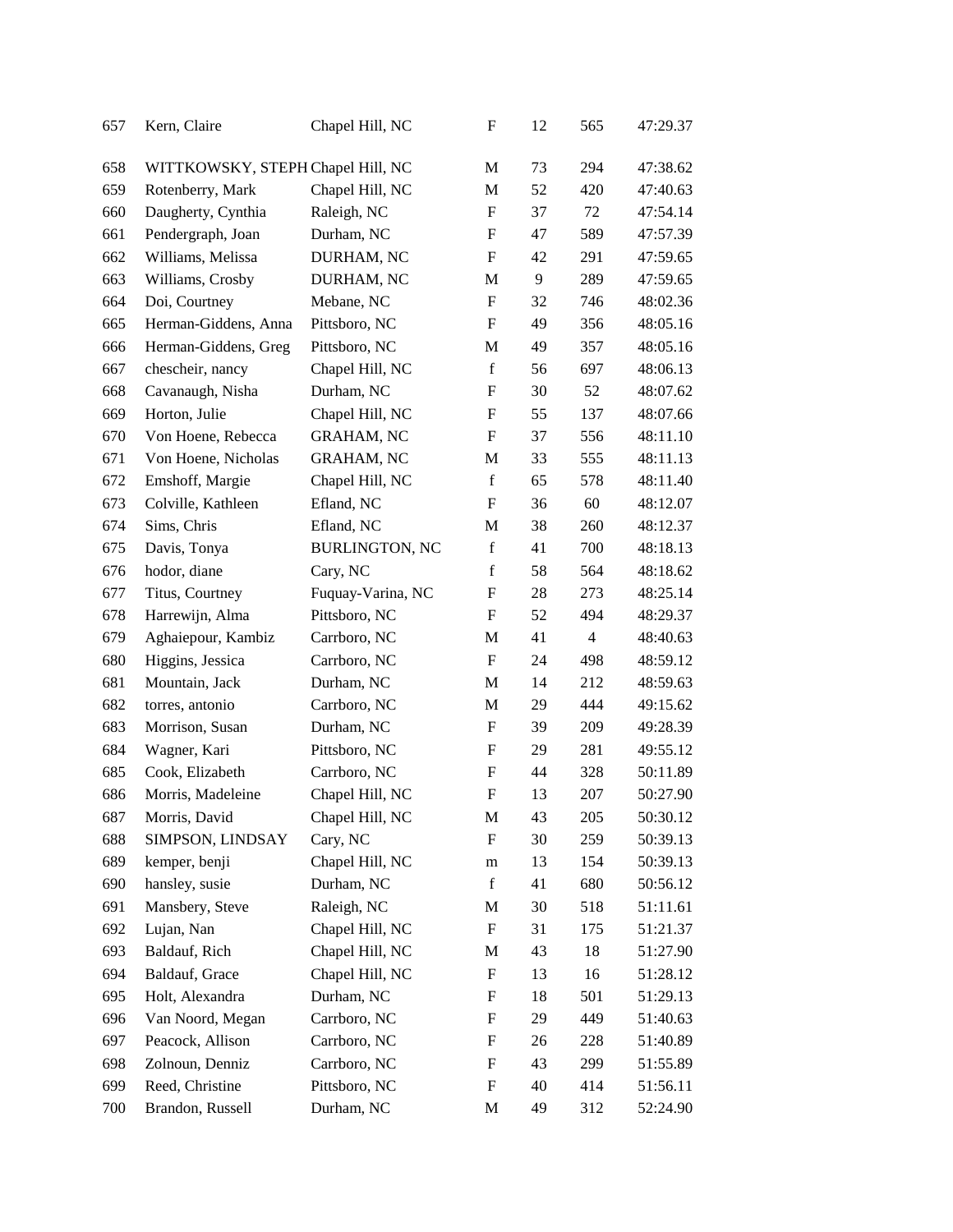| | | | | | | |
|---|---|---|---|---|---|---|
| 657 | Kern, Claire | Chapel Hill, NC | F | 12 | 565 | 47:29.37 |
| 658 | WITTKOWSKY, STEPH | Chapel Hill, NC | M | 73 | 294 | 47:38.62 |
| 659 | Rotenberry, Mark | Chapel Hill, NC | M | 52 | 420 | 47:40.63 |
| 660 | Daugherty, Cynthia | Raleigh, NC | F | 37 | 72 | 47:54.14 |
| 661 | Pendergraph, Joan | Durham, NC | F | 47 | 589 | 47:57.39 |
| 662 | Williams, Melissa | DURHAM, NC | F | 42 | 291 | 47:59.65 |
| 663 | Williams, Crosby | DURHAM, NC | M | 9 | 289 | 47:59.65 |
| 664 | Doi, Courtney | Mebane, NC | F | 32 | 746 | 48:02.36 |
| 665 | Herman-Giddens, Anna | Pittsboro, NC | F | 49 | 356 | 48:05.16 |
| 666 | Herman-Giddens, Greg | Pittsboro, NC | M | 49 | 357 | 48:05.16 |
| 667 | chescheir, nancy | Chapel Hill, NC | f | 56 | 697 | 48:06.13 |
| 668 | Cavanaugh, Nisha | Durham, NC | F | 30 | 52 | 48:07.62 |
| 669 | Horton, Julie | Chapel Hill, NC | F | 55 | 137 | 48:07.66 |
| 670 | Von Hoene, Rebecca | GRAHAM, NC | F | 37 | 556 | 48:11.10 |
| 671 | Von Hoene, Nicholas | GRAHAM, NC | M | 33 | 555 | 48:11.13 |
| 672 | Emshoff, Margie | Chapel Hill, NC | f | 65 | 578 | 48:11.40 |
| 673 | Colville, Kathleen | Efland, NC | F | 36 | 60 | 48:12.07 |
| 674 | Sims, Chris | Efland, NC | M | 38 | 260 | 48:12.37 |
| 675 | Davis, Tonya | BURLINGTON, NC | f | 41 | 700 | 48:18.13 |
| 676 | hodor, diane | Cary, NC | f | 58 | 564 | 48:18.62 |
| 677 | Titus, Courtney | Fuquay-Varina, NC | F | 28 | 273 | 48:25.14 |
| 678 | Harrewijn, Alma | Pittsboro, NC | F | 52 | 494 | 48:29.37 |
| 679 | Aghaiepour, Kambiz | Carrboro, NC | M | 41 | 4 | 48:40.63 |
| 680 | Higgins, Jessica | Carrboro, NC | F | 24 | 498 | 48:59.12 |
| 681 | Mountain, Jack | Durham, NC | M | 14 | 212 | 48:59.63 |
| 682 | torres, antonio | Carrboro, NC | M | 29 | 444 | 49:15.62 |
| 683 | Morrison, Susan | Durham, NC | F | 39 | 209 | 49:28.39 |
| 684 | Wagner, Kari | Pittsboro, NC | F | 29 | 281 | 49:55.12 |
| 685 | Cook, Elizabeth | Carrboro, NC | F | 44 | 328 | 50:11.89 |
| 686 | Morris, Madeleine | Chapel Hill, NC | F | 13 | 207 | 50:27.90 |
| 687 | Morris, David | Chapel Hill, NC | M | 43 | 205 | 50:30.12 |
| 688 | SIMPSON, LINDSAY | Cary, NC | F | 30 | 259 | 50:39.13 |
| 689 | kemper, benji | Chapel Hill, NC | m | 13 | 154 | 50:39.13 |
| 690 | hansley, susie | Durham, NC | f | 41 | 680 | 50:56.12 |
| 691 | Mansbery, Steve | Raleigh, NC | M | 30 | 518 | 51:11.61 |
| 692 | Lujan, Nan | Chapel Hill, NC | F | 31 | 175 | 51:21.37 |
| 693 | Baldauf, Rich | Chapel Hill, NC | M | 43 | 18 | 51:27.90 |
| 694 | Baldauf, Grace | Chapel Hill, NC | F | 13 | 16 | 51:28.12 |
| 695 | Holt, Alexandra | Durham, NC | F | 18 | 501 | 51:29.13 |
| 696 | Van Noord, Megan | Carrboro, NC | F | 29 | 449 | 51:40.63 |
| 697 | Peacock, Allison | Carrboro, NC | F | 26 | 228 | 51:40.89 |
| 698 | Zolnoun, Denniz | Carrboro, NC | F | 43 | 299 | 51:55.89 |
| 699 | Reed, Christine | Pittsboro, NC | F | 40 | 414 | 51:56.11 |
| 700 | Brandon, Russell | Durham, NC | M | 49 | 312 | 52:24.90 |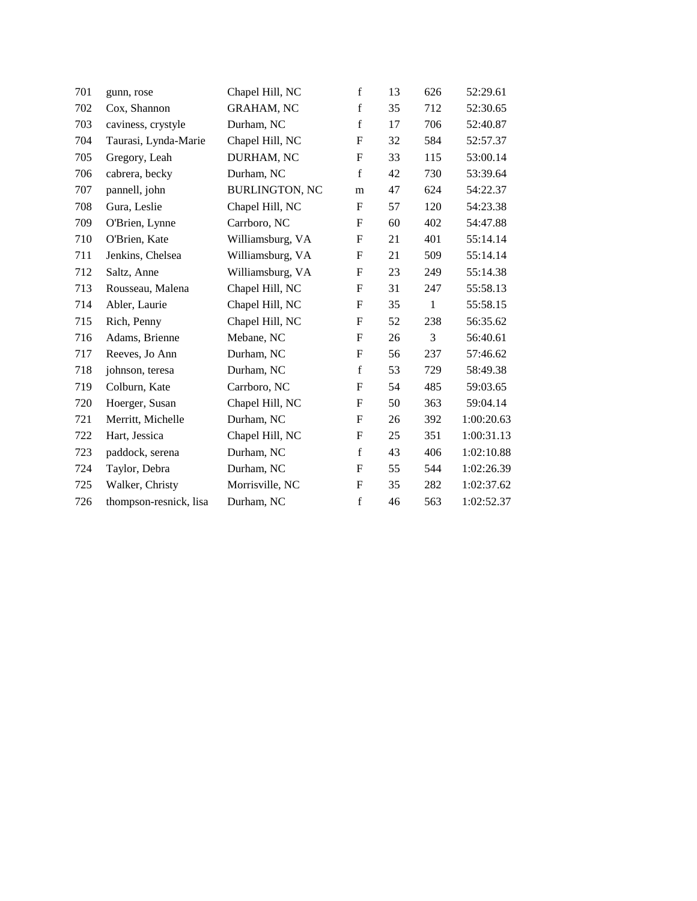| | | | | | | |
|---|---|---|---|---|---|---|
| 701 | gunn, rose | Chapel Hill, NC | f | 13 | 626 | 52:29.61 |
| 702 | Cox, Shannon | GRAHAM, NC | f | 35 | 712 | 52:30.65 |
| 703 | caviness, crystyle | Durham, NC | f | 17 | 706 | 52:40.87 |
| 704 | Taurasi, Lynda-Marie | Chapel Hill, NC | F | 32 | 584 | 52:57.37 |
| 705 | Gregory, Leah | DURHAM, NC | F | 33 | 115 | 53:00.14 |
| 706 | cabrera, becky | Durham, NC | f | 42 | 730 | 53:39.64 |
| 707 | pannell, john | BURLINGTON, NC | m | 47 | 624 | 54:22.37 |
| 708 | Gura, Leslie | Chapel Hill, NC | F | 57 | 120 | 54:23.38 |
| 709 | O'Brien, Lynne | Carrboro, NC | F | 60 | 402 | 54:47.88 |
| 710 | O'Brien, Kate | Williamsburg, VA | F | 21 | 401 | 55:14.14 |
| 711 | Jenkins, Chelsea | Williamsburg, VA | F | 21 | 509 | 55:14.14 |
| 712 | Saltz, Anne | Williamsburg, VA | F | 23 | 249 | 55:14.38 |
| 713 | Rousseau, Malena | Chapel Hill, NC | F | 31 | 247 | 55:58.13 |
| 714 | Abler, Laurie | Chapel Hill, NC | F | 35 | 1 | 55:58.15 |
| 715 | Rich, Penny | Chapel Hill, NC | F | 52 | 238 | 56:35.62 |
| 716 | Adams, Brienne | Mebane, NC | F | 26 | 3 | 56:40.61 |
| 717 | Reeves, Jo Ann | Durham, NC | F | 56 | 237 | 57:46.62 |
| 718 | johnson, teresa | Durham, NC | f | 53 | 729 | 58:49.38 |
| 719 | Colburn, Kate | Carrboro, NC | F | 54 | 485 | 59:03.65 |
| 720 | Hoerger, Susan | Chapel Hill, NC | F | 50 | 363 | 59:04.14 |
| 721 | Merritt, Michelle | Durham, NC | F | 26 | 392 | 1:00:20.63 |
| 722 | Hart, Jessica | Chapel Hill, NC | F | 25 | 351 | 1:00:31.13 |
| 723 | paddock, serena | Durham, NC | f | 43 | 406 | 1:02:10.88 |
| 724 | Taylor, Debra | Durham, NC | F | 55 | 544 | 1:02:26.39 |
| 725 | Walker, Christy | Morrisville, NC | F | 35 | 282 | 1:02:37.62 |
| 726 | thompson-resnick, lisa | Durham, NC | f | 46 | 563 | 1:02:52.37 |